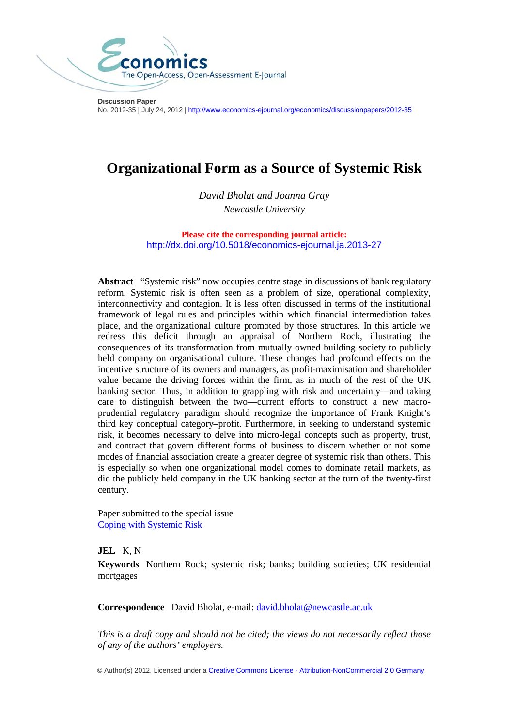Economics — The Open-Access, Open-Assessment E-Journal

**Discussion Paper**
No. 2012-35 | July 24, 2012 | http://www.economics-ejournal.org/economics/discussionpapers/2012-35

# Organizational Form as a Source of Systemic Risk

*David Bholat and Joanna Gray*
*Newcastle University*

**Please cite the corresponding journal article:**
http://dx.doi.org/10.5018/economics-ejournal.ja.2013-27

**Abstract** "Systemic risk" now occupies centre stage in discussions of bank regulatory reform. Systemic risk is often seen as a problem of size, operational complexity, interconnectivity and contagion. It is less often discussed in terms of the institutional framework of legal rules and principles within which financial intermediation takes place, and the organizational culture promoted by those structures. In this article we redress this deficit through an appraisal of Northern Rock, illustrating the consequences of its transformation from mutually owned building society to publicly held company on organisational culture. These changes had profound effects on the incentive structure of its owners and managers, as profit-maximisation and shareholder value became the driving forces within the firm, as in much of the rest of the UK banking sector. Thus, in addition to grappling with risk and uncertainty—and taking care to distinguish between the two—current efforts to construct a new macro-prudential regulatory paradigm should recognize the importance of Frank Knight's third key conceptual category–profit. Furthermore, in seeking to understand systemic risk, it becomes necessary to delve into micro-legal concepts such as property, trust, and contract that govern different forms of business to discern whether or not some modes of financial association create a greater degree of systemic risk than others. This is especially so when one organizational model comes to dominate retail markets, as did the publicly held company in the UK banking sector at the turn of the twenty-first century.

Paper submitted to the special issue
Coping with Systemic Risk

**JEL** K, N

**Keywords** Northern Rock; systemic risk; banks; building societies; UK residential mortgages

**Correspondence** David Bholat, e-mail: david.bholat@newcastle.ac.uk

*This is a draft copy and should not be cited; the views do not necessarily reflect those of any of the authors' employers.*

© Author(s) 2012. Licensed under a Creative Commons License - Attribution-NonCommercial 2.0 Germany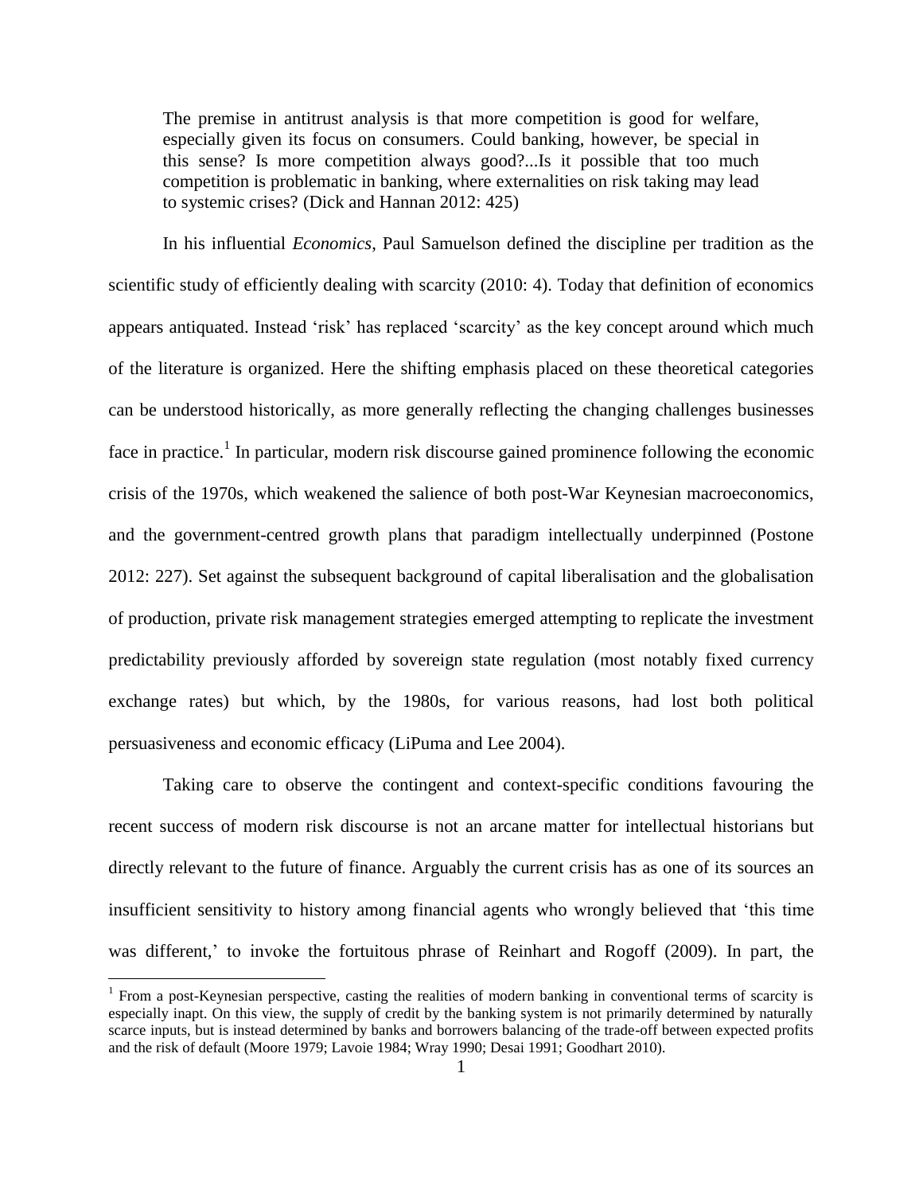> The premise in antitrust analysis is that more competition is good for welfare, especially given its focus on consumers. Could banking, however, be special in this sense? Is more competition always good?...Is it possible that too much competition is problematic in banking, where externalities on risk taking may lead to systemic crises? (Dick and Hannan 2012: 425)

In his influential *Economics*, Paul Samuelson defined the discipline per tradition as the scientific study of efficiently dealing with scarcity (2010: 4). Today that definition of economics appears antiquated. Instead 'risk' has replaced 'scarcity' as the key concept around which much of the literature is organized. Here the shifting emphasis placed on these theoretical categories can be understood historically, as more generally reflecting the changing challenges businesses face in practice.[1] In particular, modern risk discourse gained prominence following the economic crisis of the 1970s, which weakened the salience of both post-War Keynesian macroeconomics, and the government-centred growth plans that paradigm intellectually underpinned (Postone 2012: 227). Set against the subsequent background of capital liberalisation and the globalisation of production, private risk management strategies emerged attempting to replicate the investment predictability previously afforded by sovereign state regulation (most notably fixed currency exchange rates) but which, by the 1980s, for various reasons, had lost both political persuasiveness and economic efficacy (LiPuma and Lee 2004).

Taking care to observe the contingent and context-specific conditions favouring the recent success of modern risk discourse is not an arcane matter for intellectual historians but directly relevant to the future of finance. Arguably the current crisis has as one of its sources an insufficient sensitivity to history among financial agents who wrongly believed that 'this time was different,' to invoke the fortuitous phrase of Reinhart and Rogoff (2009). In part, the

[1] From a post-Keynesian perspective, casting the realities of modern banking in conventional terms of scarcity is especially inapt. On this view, the supply of credit by the banking system is not primarily determined by naturally scarce inputs, but is instead determined by banks and borrowers balancing of the trade-off between expected profits and the risk of default (Moore 1979; Lavoie 1984; Wray 1990; Desai 1991; Goodhart 2010).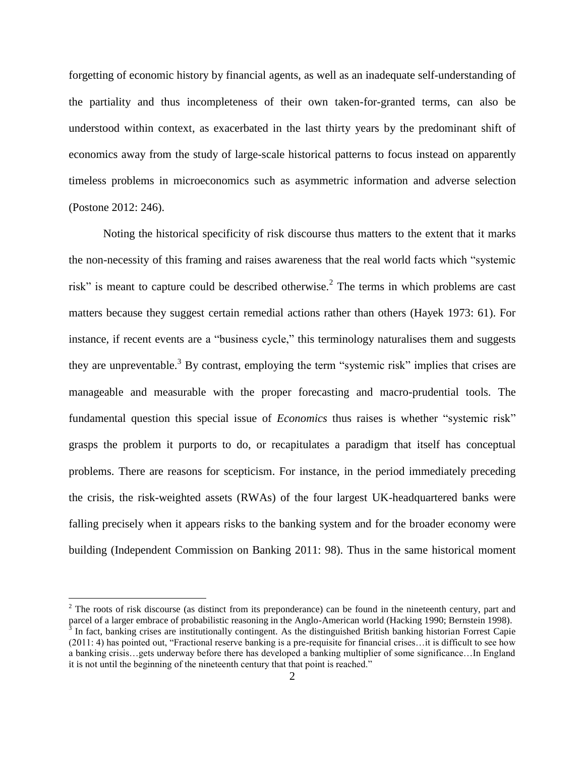forgetting of economic history by financial agents, as well as an inadequate self-understanding of the partiality and thus incompleteness of their own taken-for-granted terms, can also be understood within context, as exacerbated in the last thirty years by the predominant shift of economics away from the study of large-scale historical patterns to focus instead on apparently timeless problems in microeconomics such as asymmetric information and adverse selection (Postone 2012: 246).

Noting the historical specificity of risk discourse thus matters to the extent that it marks the non-necessity of this framing and raises awareness that the real world facts which "systemic risk" is meant to capture could be described otherwise.[2] The terms in which problems are cast matters because they suggest certain remedial actions rather than others (Hayek 1973: 61). For instance, if recent events are a "business cycle," this terminology naturalises them and suggests they are unpreventable.[3] By contrast, employing the term "systemic risk" implies that crises are manageable and measurable with the proper forecasting and macro-prudential tools. The fundamental question this special issue of *Economics* thus raises is whether "systemic risk" grasps the problem it purports to do, or recapitulates a paradigm that itself has conceptual problems. There are reasons for scepticism. For instance, in the period immediately preceding the crisis, the risk-weighted assets (RWAs) of the four largest UK-headquartered banks were falling precisely when it appears risks to the banking system and for the broader economy were building (Independent Commission on Banking 2011: 98). Thus in the same historical moment

---

[2] The roots of risk discourse (as distinct from its preponderance) can be found in the nineteenth century, part and parcel of a larger embrace of probabilistic reasoning in the Anglo-American world (Hacking 1990; Bernstein 1998).

[3] In fact, banking crises are institutionally contingent. As the distinguished British banking historian Forrest Capie (2011: 4) has pointed out, "Fractional reserve banking is a pre-requisite for financial crises…it is difficult to see how a banking crisis…gets underway before there has developed a banking multiplier of some significance…In England it is not until the beginning of the nineteenth century that that point is reached."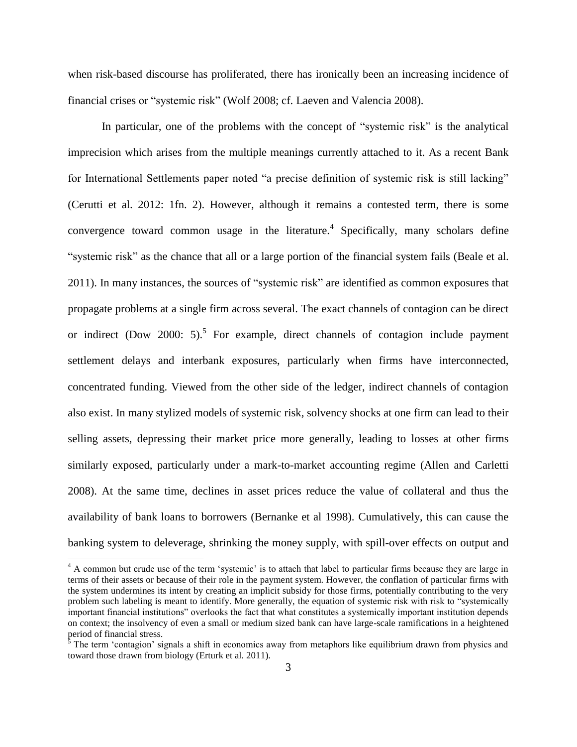when risk-based discourse has proliferated, there has ironically been an increasing incidence of financial crises or "systemic risk" (Wolf 2008; cf. Laeven and Valencia 2008).

In particular, one of the problems with the concept of "systemic risk" is the analytical imprecision which arises from the multiple meanings currently attached to it. As a recent Bank for International Settlements paper noted "a precise definition of systemic risk is still lacking" (Cerutti et al. 2012: 1fn. 2). However, although it remains a contested term, there is some convergence toward common usage in the literature.[4] Specifically, many scholars define "systemic risk" as the chance that all or a large portion of the financial system fails (Beale et al. 2011). In many instances, the sources of "systemic risk" are identified as common exposures that propagate problems at a single firm across several. The exact channels of contagion can be direct or indirect (Dow 2000: 5).[5] For example, direct channels of contagion include payment settlement delays and interbank exposures, particularly when firms have interconnected, concentrated funding. Viewed from the other side of the ledger, indirect channels of contagion also exist. In many stylized models of systemic risk, solvency shocks at one firm can lead to their selling assets, depressing their market price more generally, leading to losses at other firms similarly exposed, particularly under a mark-to-market accounting regime (Allen and Carletti 2008). At the same time, declines in asset prices reduce the value of collateral and thus the availability of bank loans to borrowers (Bernanke et al 1998). Cumulatively, this can cause the banking system to deleverage, shrinking the money supply, with spill-over effects on output and

[4] A common but crude use of the term 'systemic' is to attach that label to particular firms because they are large in terms of their assets or because of their role in the payment system. However, the conflation of particular firms with the system undermines its intent by creating an implicit subsidy for those firms, potentially contributing to the very problem such labeling is meant to identify. More generally, the equation of systemic risk with risk to "systemically important financial institutions" overlooks the fact that what constitutes a systemically important institution depends on context; the insolvency of even a small or medium sized bank can have large-scale ramifications in a heightened period of financial stress.

[5] The term 'contagion' signals a shift in economics away from metaphors like equilibrium drawn from physics and toward those drawn from biology (Erturk et al. 2011).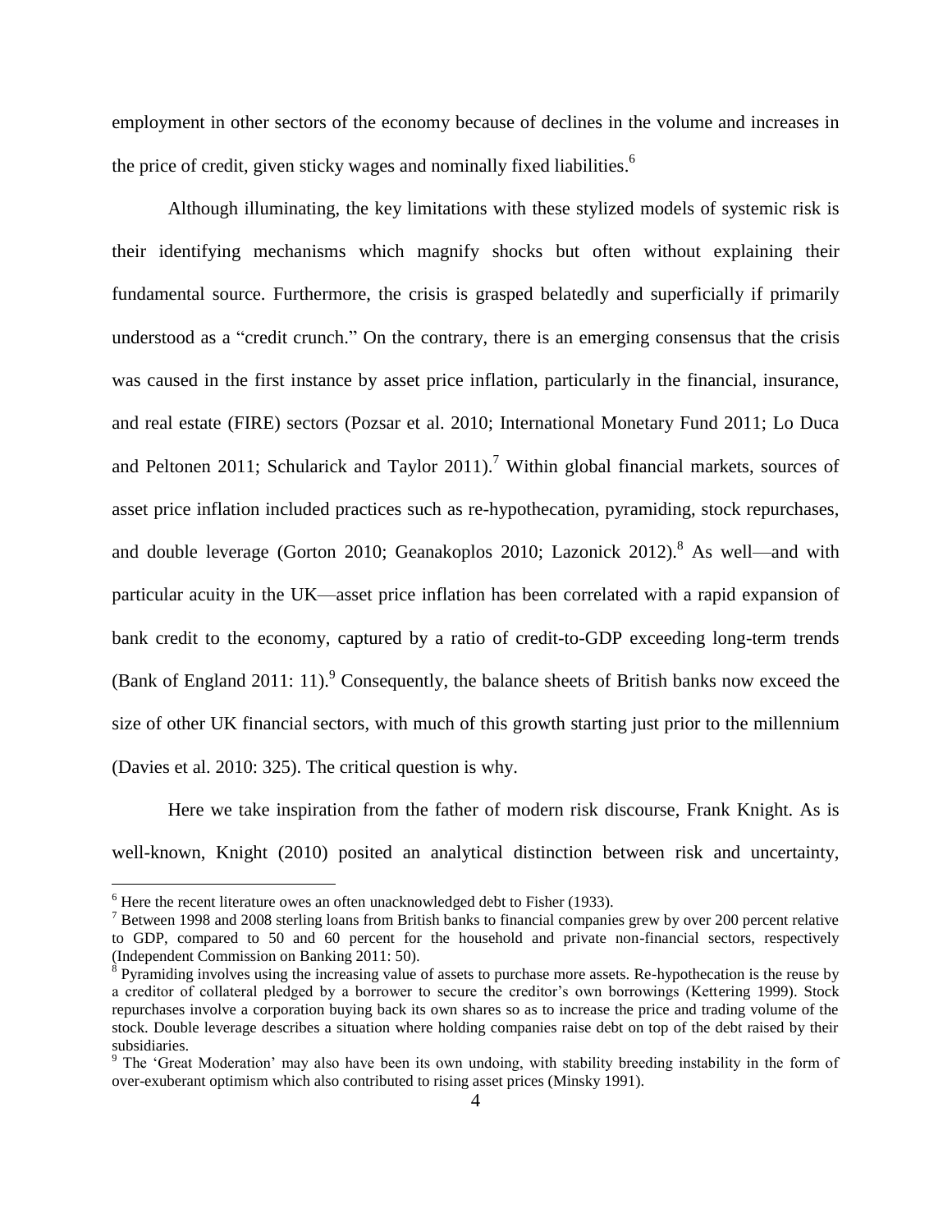employment in other sectors of the economy because of declines in the volume and increases in the price of credit, given sticky wages and nominally fixed liabilities.[6]

Although illuminating, the key limitations with these stylized models of systemic risk is their identifying mechanisms which magnify shocks but often without explaining their fundamental source. Furthermore, the crisis is grasped belatedly and superficially if primarily understood as a "credit crunch." On the contrary, there is an emerging consensus that the crisis was caused in the first instance by asset price inflation, particularly in the financial, insurance, and real estate (FIRE) sectors (Pozsar et al. 2010; International Monetary Fund 2011; Lo Duca and Peltonen 2011; Schularick and Taylor 2011).[7] Within global financial markets, sources of asset price inflation included practices such as re-hypothecation, pyramiding, stock repurchases, and double leverage (Gorton 2010; Geanakoplos 2010; Lazonick 2012).[8] As well—and with particular acuity in the UK—asset price inflation has been correlated with a rapid expansion of bank credit to the economy, captured by a ratio of credit-to-GDP exceeding long-term trends (Bank of England 2011: 11).[9] Consequently, the balance sheets of British banks now exceed the size of other UK financial sectors, with much of this growth starting just prior to the millennium (Davies et al. 2010: 325). The critical question is why.

Here we take inspiration from the father of modern risk discourse, Frank Knight. As is well-known, Knight (2010) posited an analytical distinction between risk and uncertainty,

[6] Here the recent literature owes an often unacknowledged debt to Fisher (1933).

[7] Between 1998 and 2008 sterling loans from British banks to financial companies grew by over 200 percent relative to GDP, compared to 50 and 60 percent for the household and private non-financial sectors, respectively (Independent Commission on Banking 2011: 50).

[8] Pyramiding involves using the increasing value of assets to purchase more assets. Re-hypothecation is the reuse by a creditor of collateral pledged by a borrower to secure the creditor's own borrowings (Kettering 1999). Stock repurchases involve a corporation buying back its own shares so as to increase the price and trading volume of the stock. Double leverage describes a situation where holding companies raise debt on top of the debt raised by their subsidiaries.

[9] The 'Great Moderation' may also have been its own undoing, with stability breeding instability in the form of over-exuberant optimism which also contributed to rising asset prices (Minsky 1991).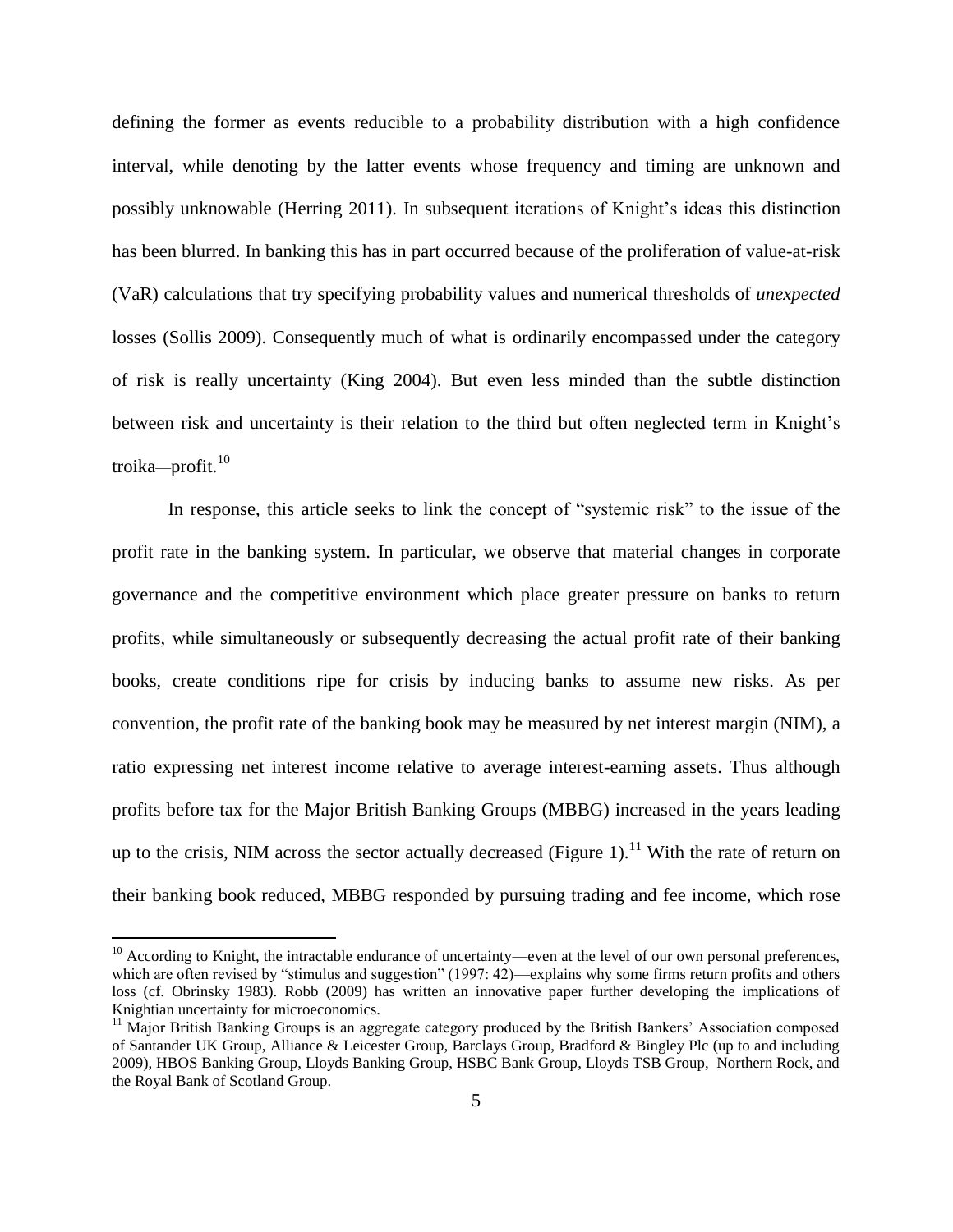defining the former as events reducible to a probability distribution with a high confidence interval, while denoting by the latter events whose frequency and timing are unknown and possibly unknowable (Herring 2011). In subsequent iterations of Knight's ideas this distinction has been blurred. In banking this has in part occurred because of the proliferation of value-at-risk (VaR) calculations that try specifying probability values and numerical thresholds of *unexpected* losses (Sollis 2009). Consequently much of what is ordinarily encompassed under the category of risk is really uncertainty (King 2004). But even less minded than the subtle distinction between risk and uncertainty is their relation to the third but often neglected term in Knight's troika—profit.[10]

In response, this article seeks to link the concept of "systemic risk" to the issue of the profit rate in the banking system. In particular, we observe that material changes in corporate governance and the competitive environment which place greater pressure on banks to return profits, while simultaneously or subsequently decreasing the actual profit rate of their banking books, create conditions ripe for crisis by inducing banks to assume new risks. As per convention, the profit rate of the banking book may be measured by net interest margin (NIM), a ratio expressing net interest income relative to average interest-earning assets. Thus although profits before tax for the Major British Banking Groups (MBBG) increased in the years leading up to the crisis, NIM across the sector actually decreased (Figure 1).[11] With the rate of return on their banking book reduced, MBBG responded by pursuing trading and fee income, which rose

[10] According to Knight, the intractable endurance of uncertainty—even at the level of our own personal preferences, which are often revised by "stimulus and suggestion" (1997: 42)—explains why some firms return profits and others loss (cf. Obrinsky 1983). Robb (2009) has written an innovative paper further developing the implications of Knightian uncertainty for microeconomics.

[11] Major British Banking Groups is an aggregate category produced by the British Bankers' Association composed of Santander UK Group, Alliance & Leicester Group, Barclays Group, Bradford & Bingley Plc (up to and including 2009), HBOS Banking Group, Lloyds Banking Group, HSBC Bank Group, Lloyds TSB Group, Northern Rock, and the Royal Bank of Scotland Group.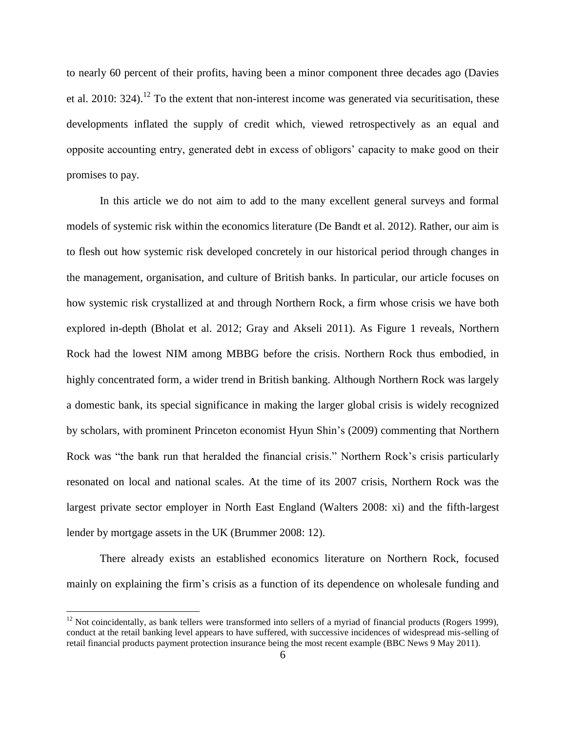to nearly 60 percent of their profits, having been a minor component three decades ago (Davies et al. 2010: 324).[12] To the extent that non-interest income was generated via securitisation, these developments inflated the supply of credit which, viewed retrospectively as an equal and opposite accounting entry, generated debt in excess of obligors' capacity to make good on their promises to pay.

In this article we do not aim to add to the many excellent general surveys and formal models of systemic risk within the economics literature (De Bandt et al. 2012). Rather, our aim is to flesh out how systemic risk developed concretely in our historical period through changes in the management, organisation, and culture of British banks. In particular, our article focuses on how systemic risk crystallized at and through Northern Rock, a firm whose crisis we have both explored in-depth (Bholat et al. 2012; Gray and Akseli 2011). As Figure 1 reveals, Northern Rock had the lowest NIM among MBBG before the crisis. Northern Rock thus embodied, in highly concentrated form, a wider trend in British banking. Although Northern Rock was largely a domestic bank, its special significance in making the larger global crisis is widely recognized by scholars, with prominent Princeton economist Hyun Shin's (2009) commenting that Northern Rock was "the bank run that heralded the financial crisis." Northern Rock's crisis particularly resonated on local and national scales. At the time of its 2007 crisis, Northern Rock was the largest private sector employer in North East England (Walters 2008: xi) and the fifth-largest lender by mortgage assets in the UK (Brummer 2008: 12).

There already exists an established economics literature on Northern Rock, focused mainly on explaining the firm's crisis as a function of its dependence on wholesale funding and

[12] Not coincidentally, as bank tellers were transformed into sellers of a myriad of financial products (Rogers 1999), conduct at the retail banking level appears to have suffered, with successive incidences of widespread mis-selling of retail financial products payment protection insurance being the most recent example (BBC News 9 May 2011).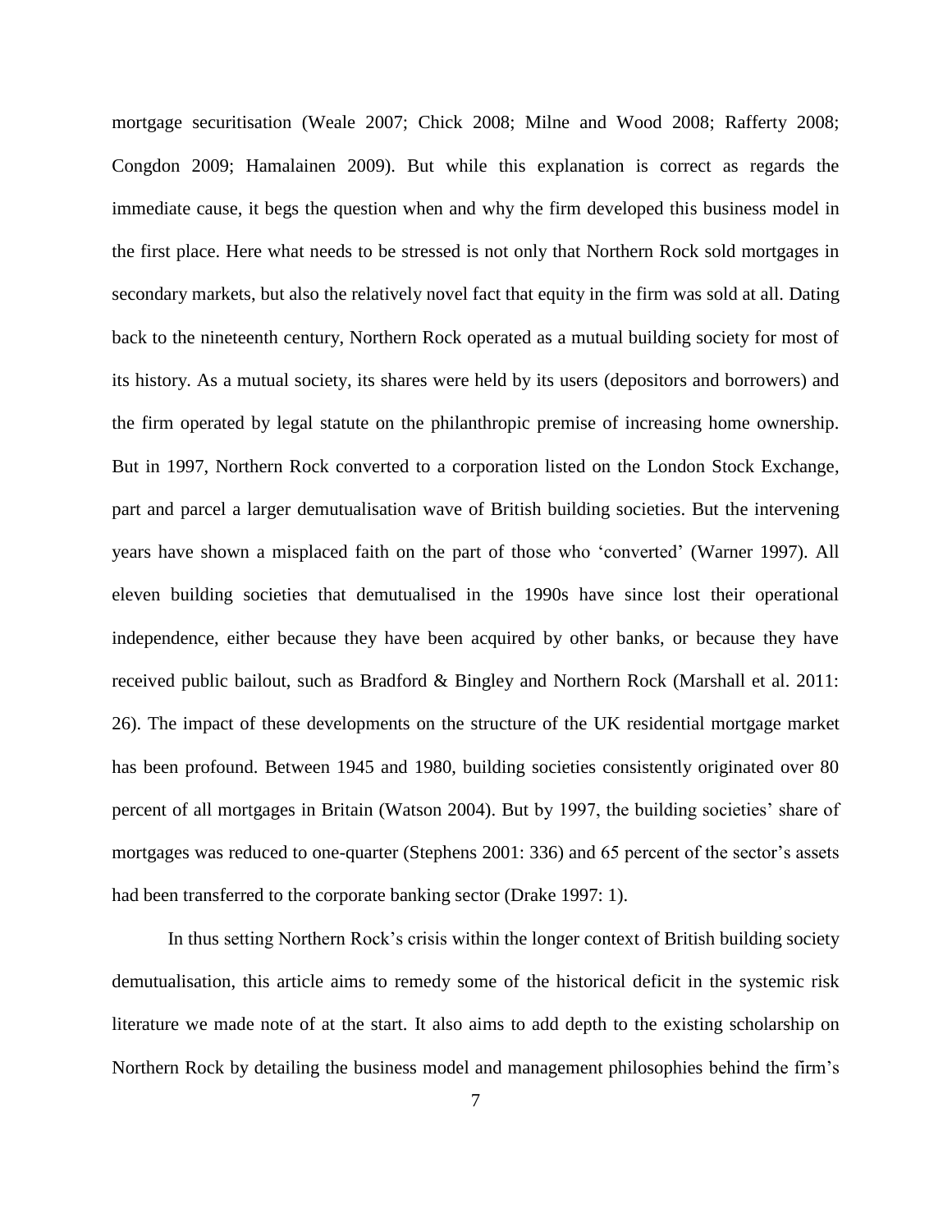mortgage securitisation (Weale 2007; Chick 2008; Milne and Wood 2008; Rafferty 2008; Congdon 2009; Hamalainen 2009). But while this explanation is correct as regards the immediate cause, it begs the question when and why the firm developed this business model in the first place. Here what needs to be stressed is not only that Northern Rock sold mortgages in secondary markets, but also the relatively novel fact that equity in the firm was sold at all. Dating back to the nineteenth century, Northern Rock operated as a mutual building society for most of its history. As a mutual society, its shares were held by its users (depositors and borrowers) and the firm operated by legal statute on the philanthropic premise of increasing home ownership. But in 1997, Northern Rock converted to a corporation listed on the London Stock Exchange, part and parcel a larger demutualisation wave of British building societies. But the intervening years have shown a misplaced faith on the part of those who 'converted' (Warner 1997). All eleven building societies that demutualised in the 1990s have since lost their operational independence, either because they have been acquired by other banks, or because they have received public bailout, such as Bradford & Bingley and Northern Rock (Marshall et al. 2011: 26). The impact of these developments on the structure of the UK residential mortgage market has been profound. Between 1945 and 1980, building societies consistently originated over 80 percent of all mortgages in Britain (Watson 2004). But by 1997, the building societies' share of mortgages was reduced to one-quarter (Stephens 2001: 336) and 65 percent of the sector's assets had been transferred to the corporate banking sector (Drake 1997: 1).

In thus setting Northern Rock's crisis within the longer context of British building society demutualisation, this article aims to remedy some of the historical deficit in the systemic risk literature we made note of at the start. It also aims to add depth to the existing scholarship on Northern Rock by detailing the business model and management philosophies behind the firm's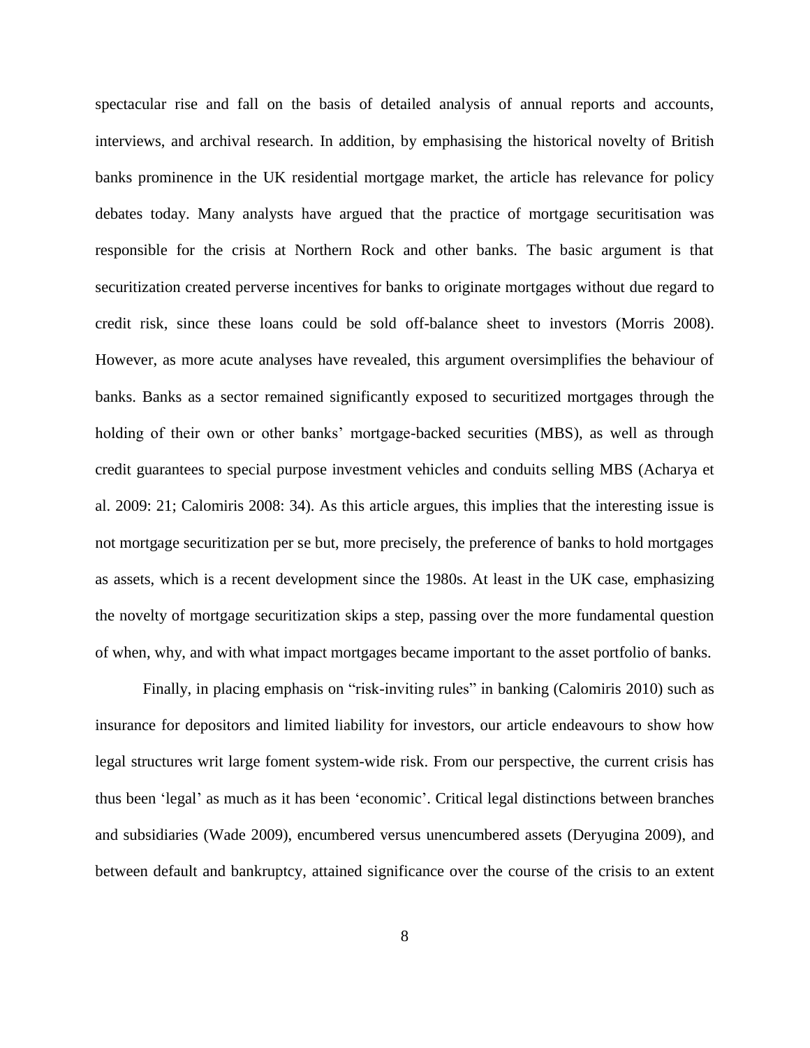spectacular rise and fall on the basis of detailed analysis of annual reports and accounts, interviews, and archival research. In addition, by emphasising the historical novelty of British banks prominence in the UK residential mortgage market, the article has relevance for policy debates today. Many analysts have argued that the practice of mortgage securitisation was responsible for the crisis at Northern Rock and other banks. The basic argument is that securitization created perverse incentives for banks to originate mortgages without due regard to credit risk, since these loans could be sold off-balance sheet to investors (Morris 2008). However, as more acute analyses have revealed, this argument oversimplifies the behaviour of banks. Banks as a sector remained significantly exposed to securitized mortgages through the holding of their own or other banks' mortgage-backed securities (MBS), as well as through credit guarantees to special purpose investment vehicles and conduits selling MBS (Acharya et al. 2009: 21; Calomiris 2008: 34). As this article argues, this implies that the interesting issue is not mortgage securitization per se but, more precisely, the preference of banks to hold mortgages as assets, which is a recent development since the 1980s. At least in the UK case, emphasizing the novelty of mortgage securitization skips a step, passing over the more fundamental question of when, why, and with what impact mortgages became important to the asset portfolio of banks.

Finally, in placing emphasis on "risk-inviting rules" in banking (Calomiris 2010) such as insurance for depositors and limited liability for investors, our article endeavours to show how legal structures writ large foment system-wide risk. From our perspective, the current crisis has thus been 'legal' as much as it has been 'economic'. Critical legal distinctions between branches and subsidiaries (Wade 2009), encumbered versus unencumbered assets (Deryugina 2009), and between default and bankruptcy, attained significance over the course of the crisis to an extent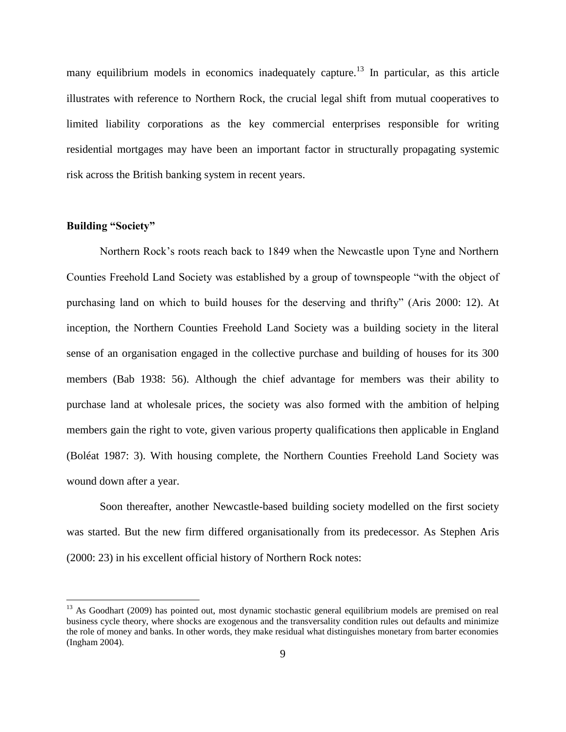many equilibrium models in economics inadequately capture.[13] In particular, as this article illustrates with reference to Northern Rock, the crucial legal shift from mutual cooperatives to limited liability corporations as the key commercial enterprises responsible for writing residential mortgages may have been an important factor in structurally propagating systemic risk across the British banking system in recent years.

**Building "Society"**

Northern Rock's roots reach back to 1849 when the Newcastle upon Tyne and Northern Counties Freehold Land Society was established by a group of townspeople "with the object of purchasing land on which to build houses for the deserving and thrifty" (Aris 2000: 12). At inception, the Northern Counties Freehold Land Society was a building society in the literal sense of an organisation engaged in the collective purchase and building of houses for its 300 members (Bab 1938: 56). Although the chief advantage for members was their ability to purchase land at wholesale prices, the society was also formed with the ambition of helping members gain the right to vote, given various property qualifications then applicable in England (Boléat 1987: 3). With housing complete, the Northern Counties Freehold Land Society was wound down after a year.

Soon thereafter, another Newcastle-based building society modelled on the first society was started. But the new firm differed organisationally from its predecessor. As Stephen Aris (2000: 23) in his excellent official history of Northern Rock notes:

---

[13] As Goodhart (2009) has pointed out, most dynamic stochastic general equilibrium models are premised on real business cycle theory, where shocks are exogenous and the transversality condition rules out defaults and minimize the role of money and banks. In other words, they make residual what distinguishes monetary from barter economies (Ingham 2004).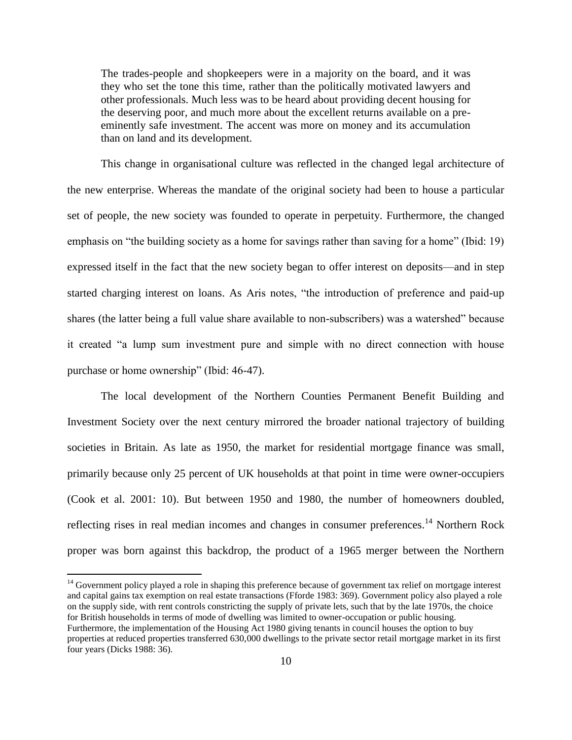> The trades-people and shopkeepers were in a majority on the board, and it was they who set the tone this time, rather than the politically motivated lawyers and other professionals. Much less was to be heard about providing decent housing for the deserving poor, and much more about the excellent returns available on a pre-eminently safe investment. The accent was more on money and its accumulation than on land and its development.

This change in organisational culture was reflected in the changed legal architecture of the new enterprise. Whereas the mandate of the original society had been to house a particular set of people, the new society was founded to operate in perpetuity. Furthermore, the changed emphasis on "the building society as a home for savings rather than saving for a home" (Ibid: 19) expressed itself in the fact that the new society began to offer interest on deposits—and in step started charging interest on loans. As Aris notes, "the introduction of preference and paid-up shares (the latter being a full value share available to non-subscribers) was a watershed" because it created "a lump sum investment pure and simple with no direct connection with house purchase or home ownership" (Ibid: 46-47).

The local development of the Northern Counties Permanent Benefit Building and Investment Society over the next century mirrored the broader national trajectory of building societies in Britain. As late as 1950, the market for residential mortgage finance was small, primarily because only 25 percent of UK households at that point in time were owner-occupiers (Cook et al. 2001: 10). But between 1950 and 1980, the number of homeowners doubled, reflecting rises in real median incomes and changes in consumer preferences.[14] Northern Rock proper was born against this backdrop, the product of a 1965 merger between the Northern

[14] Government policy played a role in shaping this preference because of government tax relief on mortgage interest and capital gains tax exemption on real estate transactions (Fforde 1983: 369). Government policy also played a role on the supply side, with rent controls constricting the supply of private lets, such that by the late 1970s, the choice for British households in terms of mode of dwelling was limited to owner-occupation or public housing. Furthermore, the implementation of the Housing Act 1980 giving tenants in council houses the option to buy properties at reduced properties transferred 630,000 dwellings to the private sector retail mortgage market in its first four years (Dicks 1988: 36).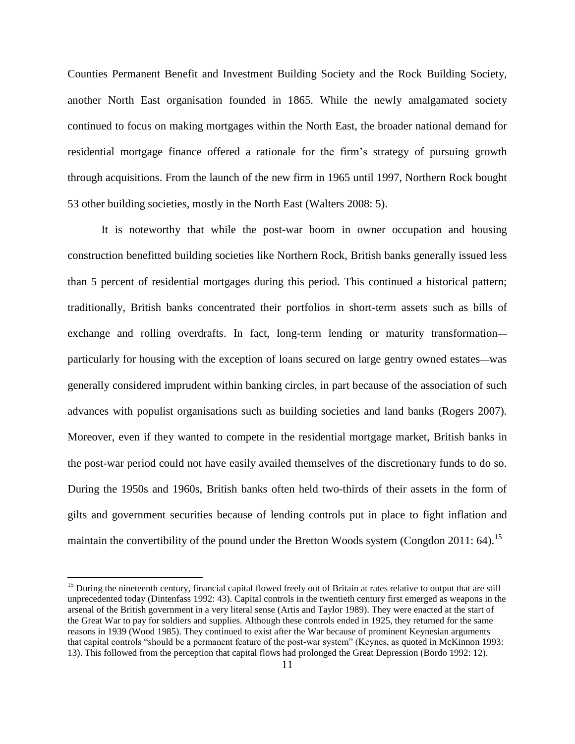Counties Permanent Benefit and Investment Building Society and the Rock Building Society, another North East organisation founded in 1865. While the newly amalgamated society continued to focus on making mortgages within the North East, the broader national demand for residential mortgage finance offered a rationale for the firm's strategy of pursuing growth through acquisitions. From the launch of the new firm in 1965 until 1997, Northern Rock bought 53 other building societies, mostly in the North East (Walters 2008: 5).

It is noteworthy that while the post-war boom in owner occupation and housing construction benefitted building societies like Northern Rock, British banks generally issued less than 5 percent of residential mortgages during this period. This continued a historical pattern; traditionally, British banks concentrated their portfolios in short-term assets such as bills of exchange and rolling overdrafts. In fact, long-term lending or maturity transformation—particularly for housing with the exception of loans secured on large gentry owned estates—was generally considered imprudent within banking circles, in part because of the association of such advances with populist organisations such as building societies and land banks (Rogers 2007). Moreover, even if they wanted to compete in the residential mortgage market, British banks in the post-war period could not have easily availed themselves of the discretionary funds to do so. During the 1950s and 1960s, British banks often held two-thirds of their assets in the form of gilts and government securities because of lending controls put in place to fight inflation and maintain the convertibility of the pound under the Bretton Woods system (Congdon 2011: 64).[15]

[15] During the nineteenth century, financial capital flowed freely out of Britain at rates relative to output that are still unprecedented today (Dintenfass 1992: 43). Capital controls in the twentieth century first emerged as weapons in the arsenal of the British government in a very literal sense (Artis and Taylor 1989). They were enacted at the start of the Great War to pay for soldiers and supplies. Although these controls ended in 1925, they returned for the same reasons in 1939 (Wood 1985). They continued to exist after the War because of prominent Keynesian arguments that capital controls "should be a permanent feature of the post-war system" (Keynes, as quoted in McKinnon 1993: 13). This followed from the perception that capital flows had prolonged the Great Depression (Bordo 1992: 12).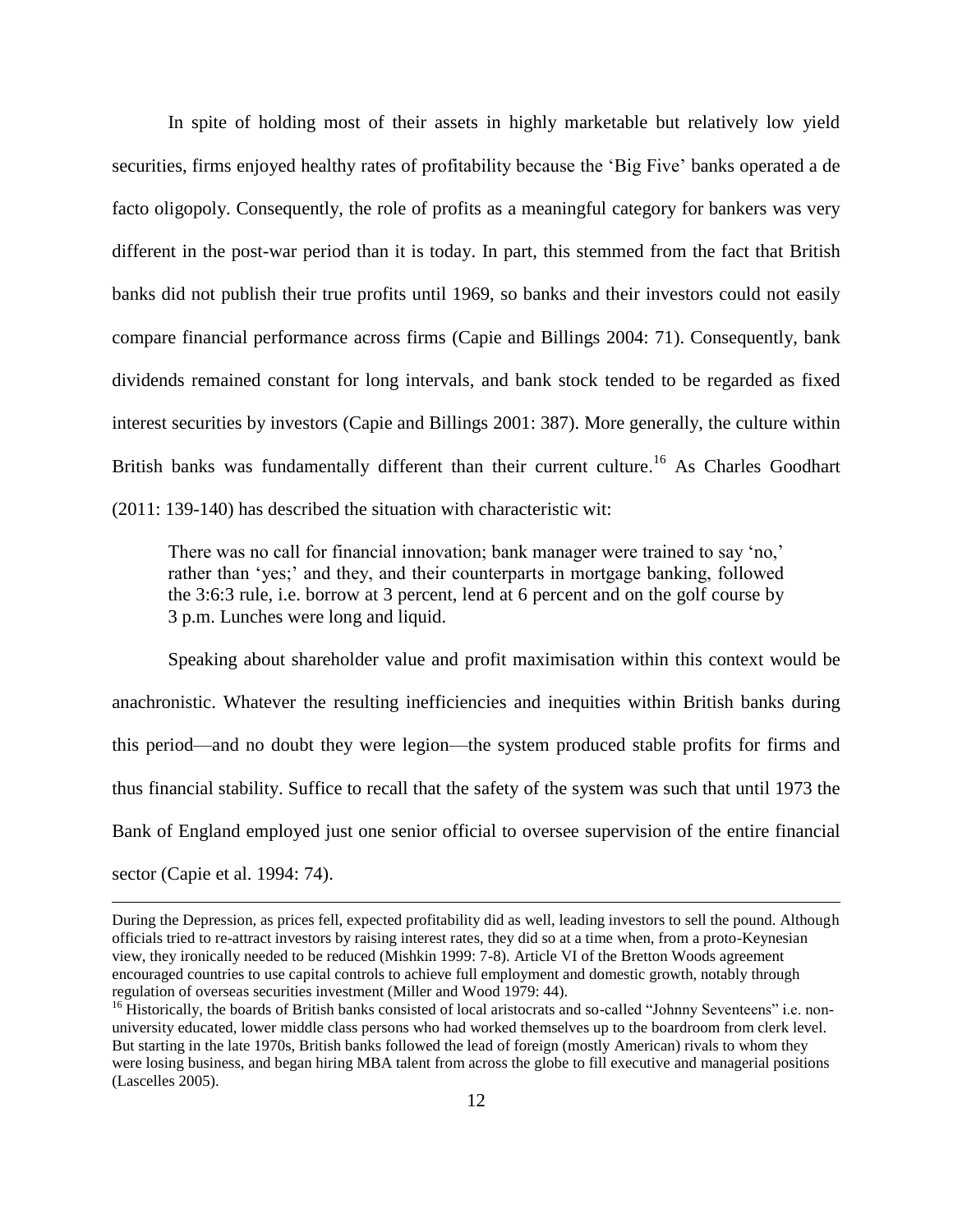In spite of holding most of their assets in highly marketable but relatively low yield securities, firms enjoyed healthy rates of profitability because the 'Big Five' banks operated a de facto oligopoly. Consequently, the role of profits as a meaningful category for bankers was very different in the post-war period than it is today. In part, this stemmed from the fact that British banks did not publish their true profits until 1969, so banks and their investors could not easily compare financial performance across firms (Capie and Billings 2004: 71). Consequently, bank dividends remained constant for long intervals, and bank stock tended to be regarded as fixed interest securities by investors (Capie and Billings 2001: 387). More generally, the culture within British banks was fundamentally different than their current culture.[16] As Charles Goodhart (2011: 139-140) has described the situation with characteristic wit:

> There was no call for financial innovation; bank manager were trained to say 'no,' rather than 'yes;' and they, and their counterparts in mortgage banking, followed the 3:6:3 rule, i.e. borrow at 3 percent, lend at 6 percent and on the golf course by 3 p.m. Lunches were long and liquid.

Speaking about shareholder value and profit maximisation within this context would be anachronistic. Whatever the resulting inefficiencies and inequities within British banks during this period—and no doubt they were legion—the system produced stable profits for firms and thus financial stability. Suffice to recall that the safety of the system was such that until 1973 the Bank of England employed just one senior official to oversee supervision of the entire financial sector (Capie et al. 1994: 74).

---

During the Depression, as prices fell, expected profitability did as well, leading investors to sell the pound. Although officials tried to re-attract investors by raising interest rates, they did so at a time when, from a proto-Keynesian view, they ironically needed to be reduced (Mishkin 1999: 7-8). Article VI of the Bretton Woods agreement encouraged countries to use capital controls to achieve full employment and domestic growth, notably through regulation of overseas securities investment (Miller and Wood 1979: 44).

[16] Historically, the boards of British banks consisted of local aristocrats and so-called "Johnny Seventeens" i.e. non-university educated, lower middle class persons who had worked themselves up to the boardroom from clerk level. But starting in the late 1970s, British banks followed the lead of foreign (mostly American) rivals to whom they were losing business, and began hiring MBA talent from across the globe to fill executive and managerial positions (Lascelles 2005).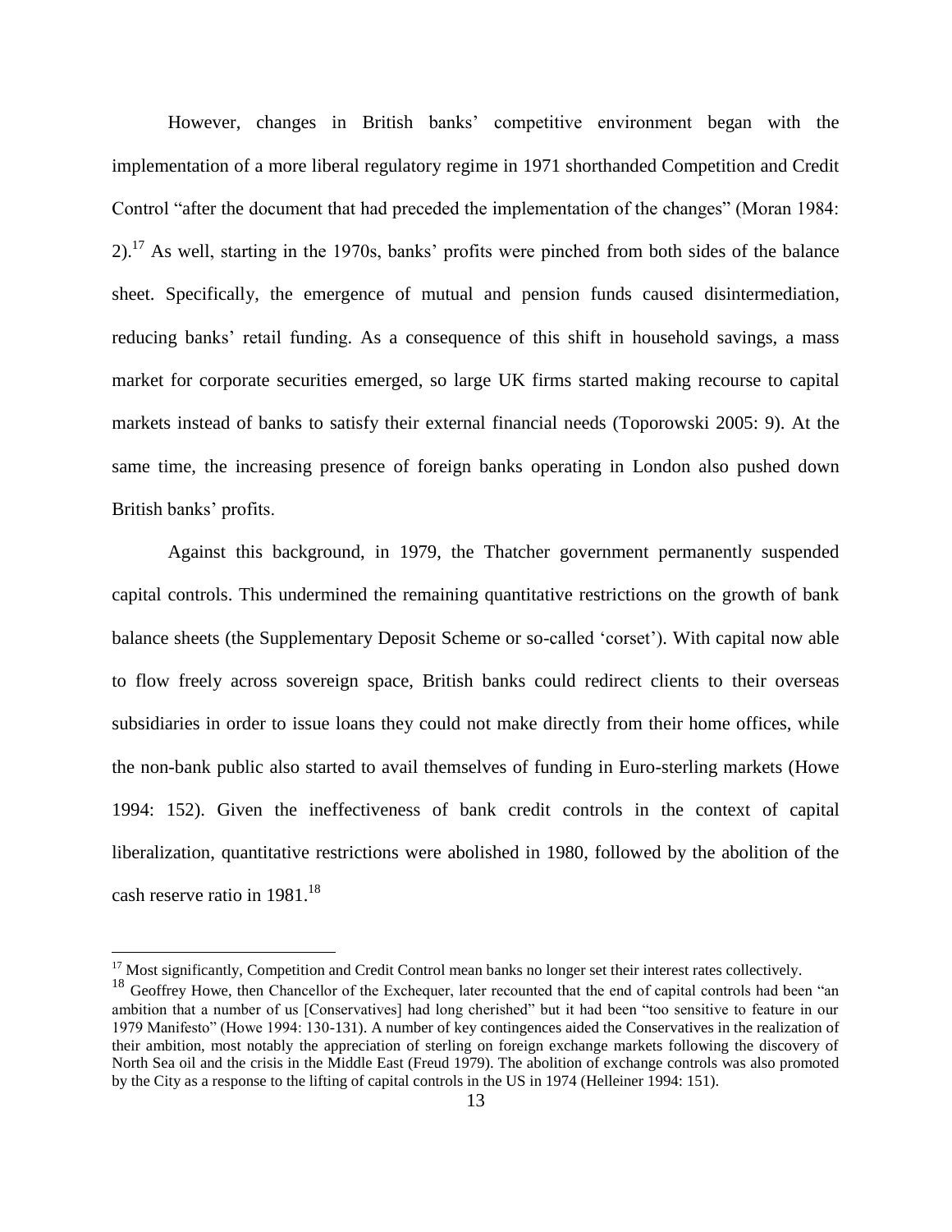However, changes in British banks' competitive environment began with the implementation of a more liberal regulatory regime in 1971 shorthanded Competition and Credit Control "after the document that had preceded the implementation of the changes" (Moran 1984: 2).[17] As well, starting in the 1970s, banks' profits were pinched from both sides of the balance sheet. Specifically, the emergence of mutual and pension funds caused disintermediation, reducing banks' retail funding. As a consequence of this shift in household savings, a mass market for corporate securities emerged, so large UK firms started making recourse to capital markets instead of banks to satisfy their external financial needs (Toporowski 2005: 9). At the same time, the increasing presence of foreign banks operating in London also pushed down British banks' profits.

Against this background, in 1979, the Thatcher government permanently suspended capital controls. This undermined the remaining quantitative restrictions on the growth of bank balance sheets (the Supplementary Deposit Scheme or so-called 'corset'). With capital now able to flow freely across sovereign space, British banks could redirect clients to their overseas subsidiaries in order to issue loans they could not make directly from their home offices, while the non-bank public also started to avail themselves of funding in Euro-sterling markets (Howe 1994: 152). Given the ineffectiveness of bank credit controls in the context of capital liberalization, quantitative restrictions were abolished in 1980, followed by the abolition of the cash reserve ratio in 1981.[18]

---

[17] Most significantly, Competition and Credit Control mean banks no longer set their interest rates collectively.

[18] Geoffrey Howe, then Chancellor of the Exchequer, later recounted that the end of capital controls had been "an ambition that a number of us [Conservatives] had long cherished" but it had been "too sensitive to feature in our 1979 Manifesto" (Howe 1994: 130-131). A number of key contingences aided the Conservatives in the realization of their ambition, most notably the appreciation of sterling on foreign exchange markets following the discovery of North Sea oil and the crisis in the Middle East (Freud 1979). The abolition of exchange controls was also promoted by the City as a response to the lifting of capital controls in the US in 1974 (Helleiner 1994: 151).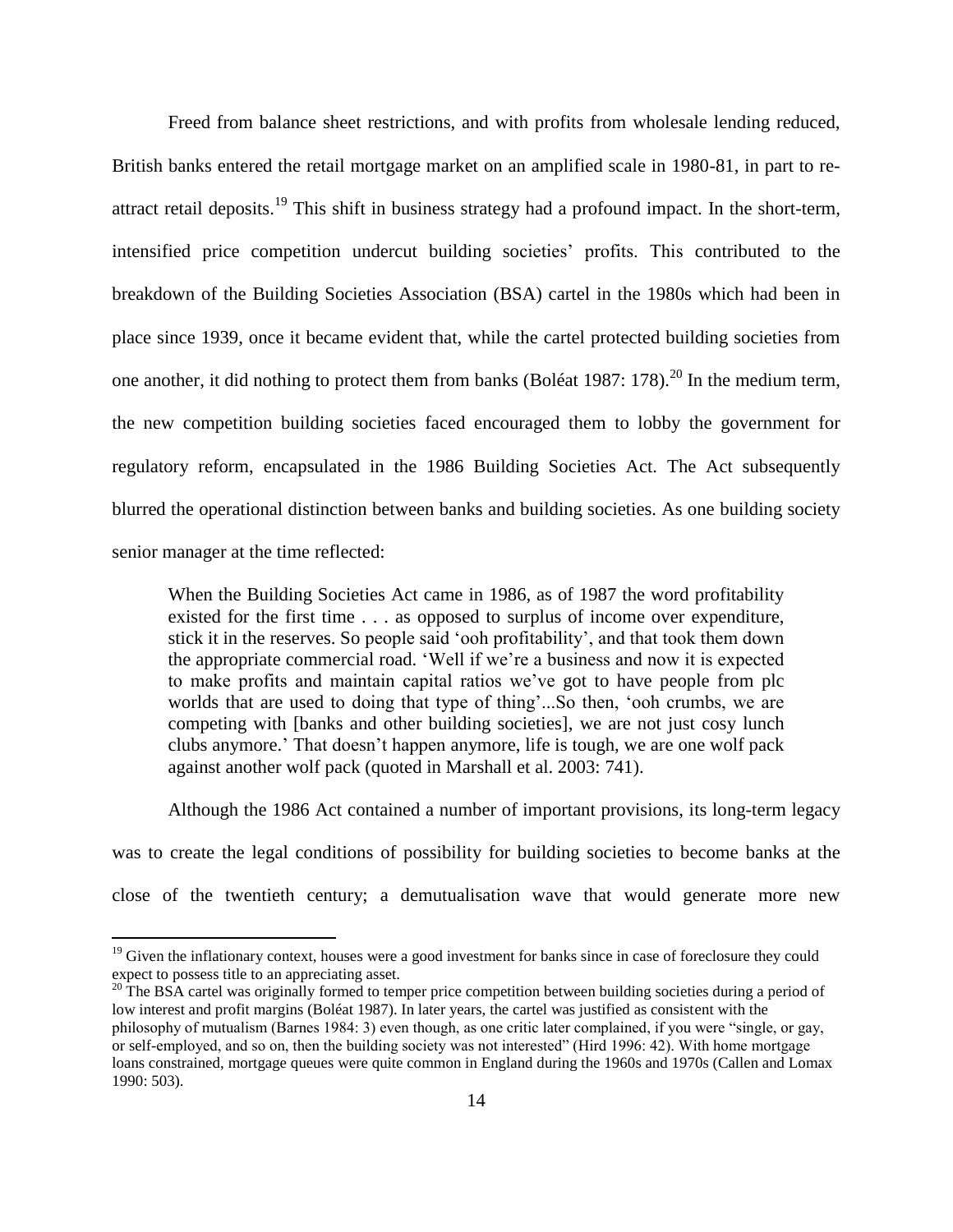Freed from balance sheet restrictions, and with profits from wholesale lending reduced, British banks entered the retail mortgage market on an amplified scale in 1980-81, in part to re-attract retail deposits.[19] This shift in business strategy had a profound impact. In the short-term, intensified price competition undercut building societies' profits. This contributed to the breakdown of the Building Societies Association (BSA) cartel in the 1980s which had been in place since 1939, once it became evident that, while the cartel protected building societies from one another, it did nothing to protect them from banks (Boléat 1987: 178).[20] In the medium term, the new competition building societies faced encouraged them to lobby the government for regulatory reform, encapsulated in the 1986 Building Societies Act. The Act subsequently blurred the operational distinction between banks and building societies. As one building society senior manager at the time reflected:

> When the Building Societies Act came in 1986, as of 1987 the word profitability existed for the first time . . . as opposed to surplus of income over expenditure, stick it in the reserves. So people said 'ooh profitability', and that took them down the appropriate commercial road. 'Well if we're a business and now it is expected to make profits and maintain capital ratios we've got to have people from plc worlds that are used to doing that type of thing'...So then, 'ooh crumbs, we are competing with [banks and other building societies], we are not just cosy lunch clubs anymore.' That doesn't happen anymore, life is tough, we are one wolf pack against another wolf pack (quoted in Marshall et al. 2003: 741).

Although the 1986 Act contained a number of important provisions, its long-term legacy was to create the legal conditions of possibility for building societies to become banks at the close of the twentieth century; a demutualisation wave that would generate more new

---

[19] Given the inflationary context, houses were a good investment for banks since in case of foreclosure they could expect to possess title to an appreciating asset.

[20] The BSA cartel was originally formed to temper price competition between building societies during a period of low interest and profit margins (Boléat 1987). In later years, the cartel was justified as consistent with the philosophy of mutualism (Barnes 1984: 3) even though, as one critic later complained, if you were "single, or gay, or self-employed, and so on, then the building society was not interested" (Hird 1996: 42). With home mortgage loans constrained, mortgage queues were quite common in England during the 1960s and 1970s (Callen and Lomax 1990: 503).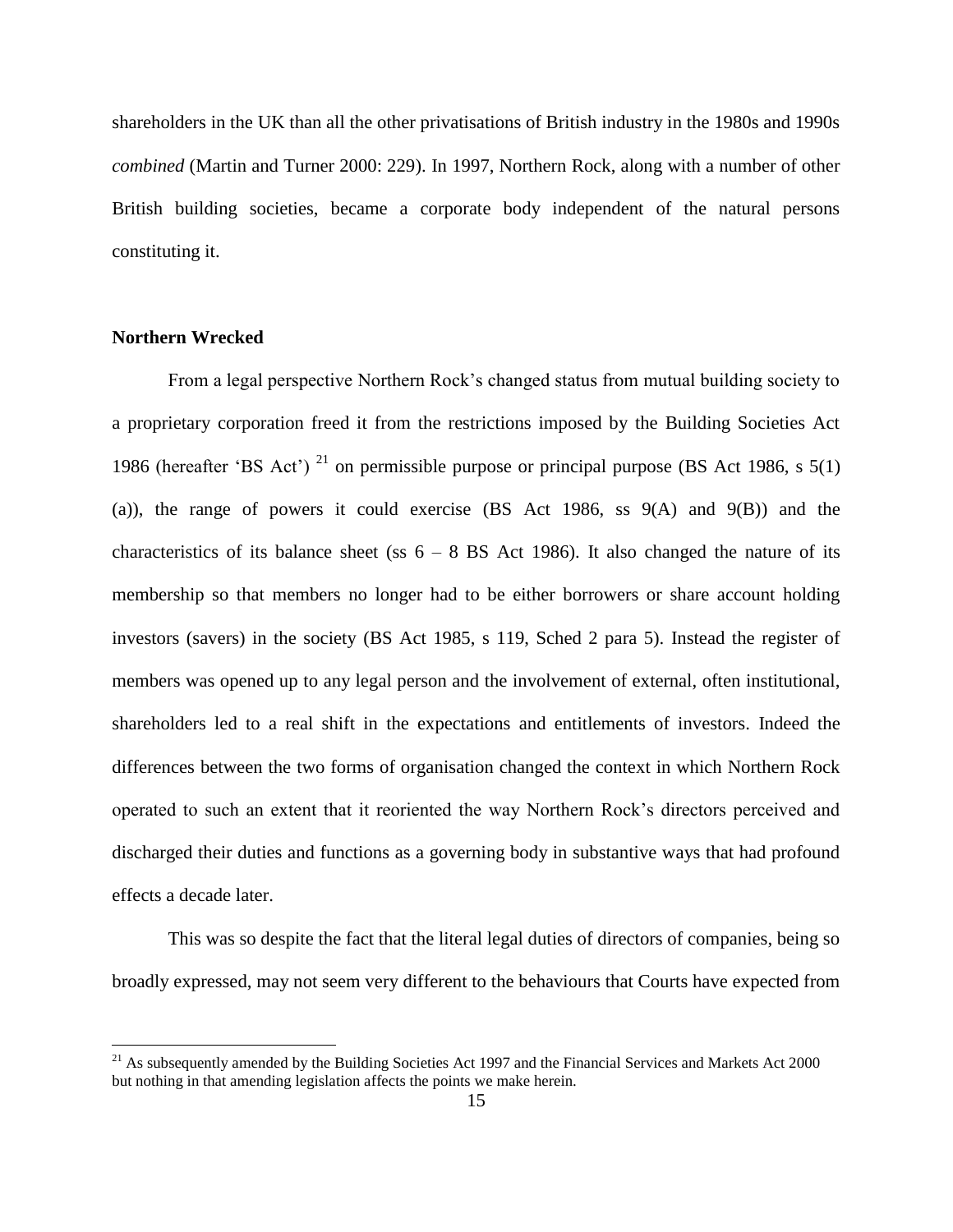shareholders in the UK than all the other privatisations of British industry in the 1980s and 1990s *combined* (Martin and Turner 2000: 229). In 1997, Northern Rock, along with a number of other British building societies, became a corporate body independent of the natural persons constituting it.

**Northern Wrecked**

From a legal perspective Northern Rock's changed status from mutual building society to a proprietary corporation freed it from the restrictions imposed by the Building Societies Act 1986 (hereafter 'BS Act') [21] on permissible purpose or principal purpose (BS Act 1986, s 5(1)(a)), the range of powers it could exercise (BS Act 1986, ss 9(A) and 9(B)) and the characteristics of its balance sheet (ss 6 – 8 BS Act 1986). It also changed the nature of its membership so that members no longer had to be either borrowers or share account holding investors (savers) in the society (BS Act 1985, s 119, Sched 2 para 5). Instead the register of members was opened up to any legal person and the involvement of external, often institutional, shareholders led to a real shift in the expectations and entitlements of investors. Indeed the differences between the two forms of organisation changed the context in which Northern Rock operated to such an extent that it reoriented the way Northern Rock's directors perceived and discharged their duties and functions as a governing body in substantive ways that had profound effects a decade later.

This was so despite the fact that the literal legal duties of directors of companies, being so broadly expressed, may not seem very different to the behaviours that Courts have expected from

[21] As subsequently amended by the Building Societies Act 1997 and the Financial Services and Markets Act 2000 but nothing in that amending legislation affects the points we make herein.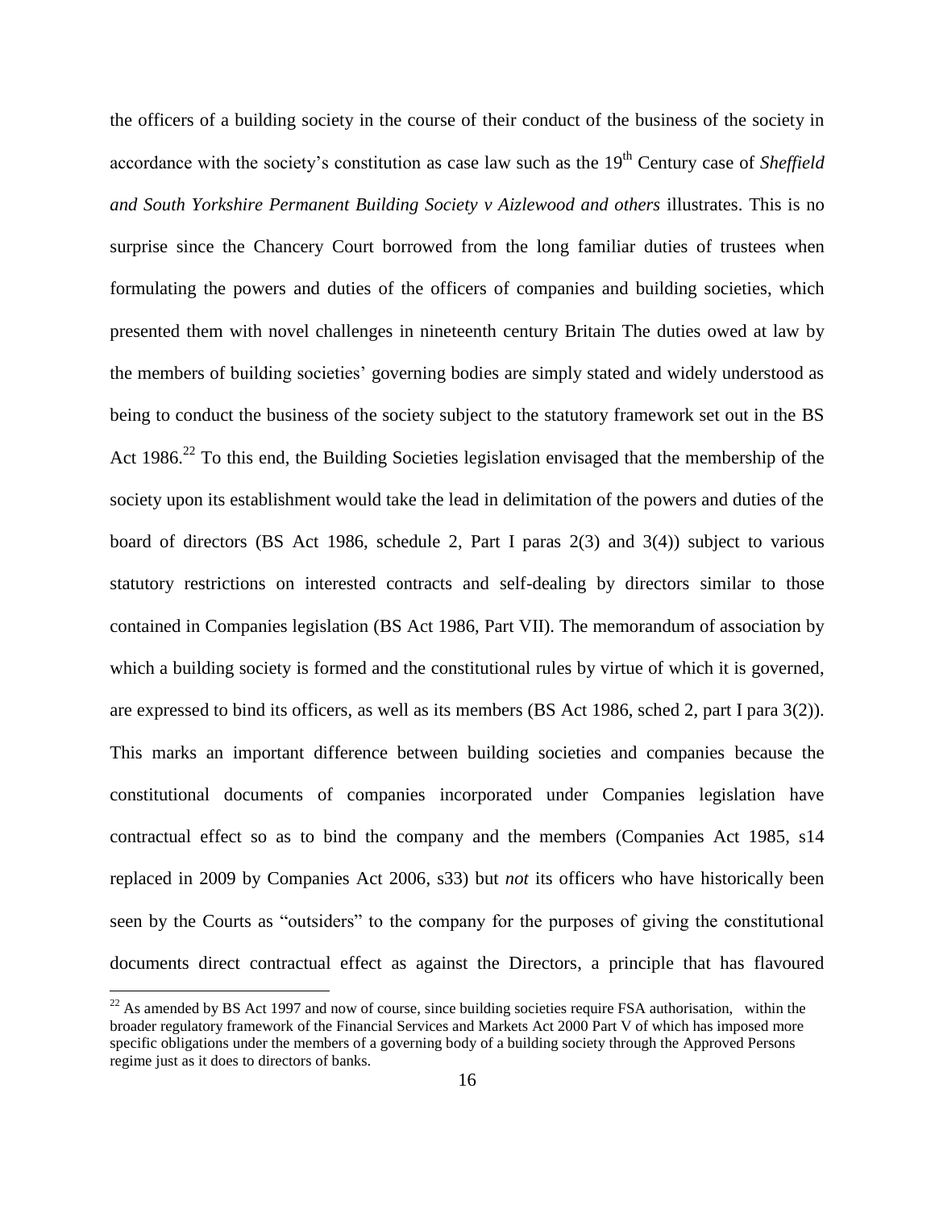the officers of a building society in the course of their conduct of the business of the society in accordance with the society's constitution as case law such as the 19th Century case of *Sheffield and South Yorkshire Permanent Building Society v Aizlewood and others* illustrates. This is no surprise since the Chancery Court borrowed from the long familiar duties of trustees when formulating the powers and duties of the officers of companies and building societies, which presented them with novel challenges in nineteenth century Britain The duties owed at law by the members of building societies' governing bodies are simply stated and widely understood as being to conduct the business of the society subject to the statutory framework set out in the BS Act 1986.[22] To this end, the Building Societies legislation envisaged that the membership of the society upon its establishment would take the lead in delimitation of the powers and duties of the board of directors (BS Act 1986, schedule 2, Part I paras 2(3) and 3(4)) subject to various statutory restrictions on interested contracts and self-dealing by directors similar to those contained in Companies legislation (BS Act 1986, Part VII). The memorandum of association by which a building society is formed and the constitutional rules by virtue of which it is governed, are expressed to bind its officers, as well as its members (BS Act 1986, sched 2, part I para 3(2)). This marks an important difference between building societies and companies because the constitutional documents of companies incorporated under Companies legislation have contractual effect so as to bind the company and the members (Companies Act 1985, s14 replaced in 2009 by Companies Act 2006, s33) but *not* its officers who have historically been seen by the Courts as "outsiders" to the company for the purposes of giving the constitutional documents direct contractual effect as against the Directors, a principle that has flavoured

[22] As amended by BS Act 1997 and now of course, since building societies require FSA authorisation, within the broader regulatory framework of the Financial Services and Markets Act 2000 Part V of which has imposed more specific obligations under the members of a governing body of a building society through the Approved Persons regime just as it does to directors of banks.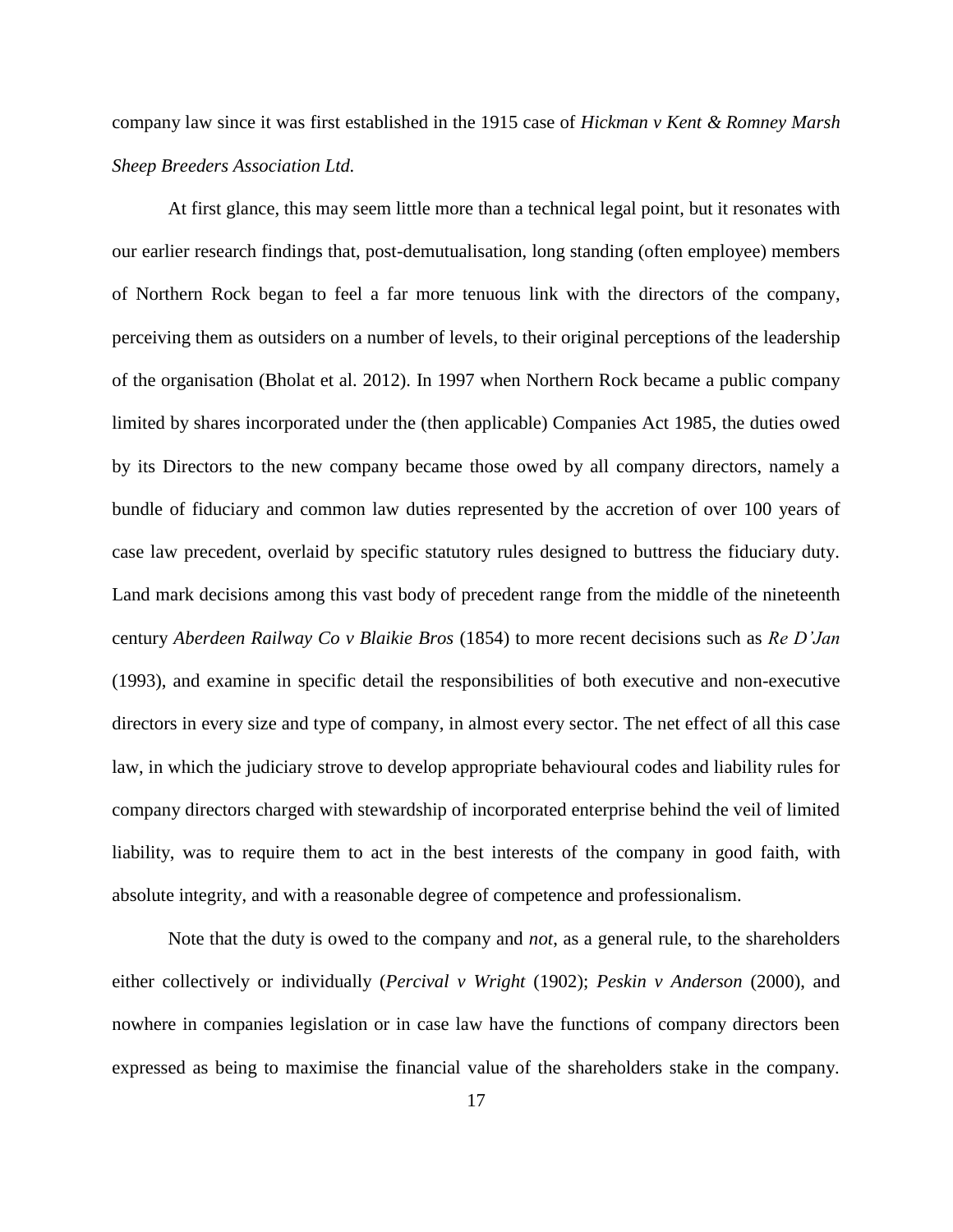company law since it was first established in the 1915 case of *Hickman v Kent & Romney Marsh Sheep Breeders Association Ltd.*

At first glance, this may seem little more than a technical legal point, but it resonates with our earlier research findings that, post-demutualisation, long standing (often employee) members of Northern Rock began to feel a far more tenuous link with the directors of the company, perceiving them as outsiders on a number of levels, to their original perceptions of the leadership of the organisation (Bholat et al. 2012). In 1997 when Northern Rock became a public company limited by shares incorporated under the (then applicable) Companies Act 1985, the duties owed by its Directors to the new company became those owed by all company directors, namely a bundle of fiduciary and common law duties represented by the accretion of over 100 years of case law precedent, overlaid by specific statutory rules designed to buttress the fiduciary duty. Land mark decisions among this vast body of precedent range from the middle of the nineteenth century *Aberdeen Railway Co v Blaikie Bros* (1854) to more recent decisions such as *Re D'Jan* (1993), and examine in specific detail the responsibilities of both executive and non-executive directors in every size and type of company, in almost every sector. The net effect of all this case law, in which the judiciary strove to develop appropriate behavioural codes and liability rules for company directors charged with stewardship of incorporated enterprise behind the veil of limited liability, was to require them to act in the best interests of the company in good faith, with absolute integrity, and with a reasonable degree of competence and professionalism.

Note that the duty is owed to the company and *not*, as a general rule, to the shareholders either collectively or individually (*Percival v Wright* (1902); *Peskin v Anderson* (2000), and nowhere in companies legislation or in case law have the functions of company directors been expressed as being to maximise the financial value of the shareholders stake in the company.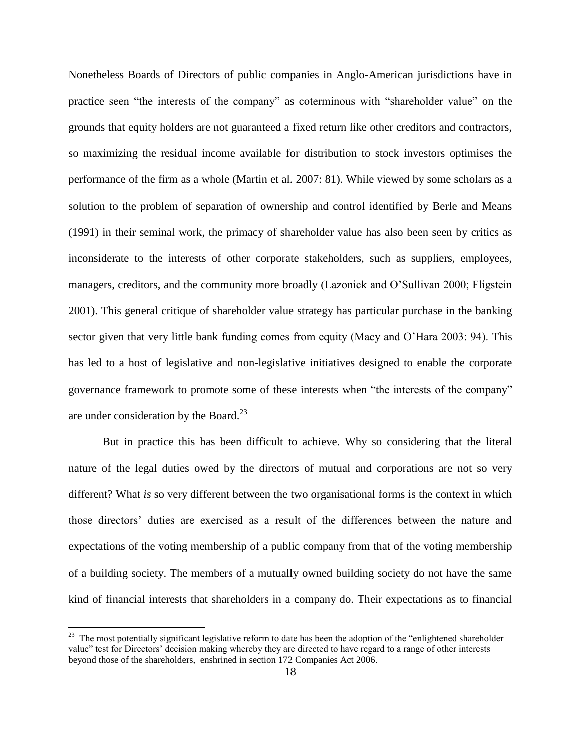Nonetheless Boards of Directors of public companies in Anglo-American jurisdictions have in practice seen "the interests of the company" as coterminous with "shareholder value" on the grounds that equity holders are not guaranteed a fixed return like other creditors and contractors, so maximizing the residual income available for distribution to stock investors optimises the performance of the firm as a whole (Martin et al. 2007: 81). While viewed by some scholars as a solution to the problem of separation of ownership and control identified by Berle and Means (1991) in their seminal work, the primacy of shareholder value has also been seen by critics as inconsiderate to the interests of other corporate stakeholders, such as suppliers, employees, managers, creditors, and the community more broadly (Lazonick and O'Sullivan 2000; Fligstein 2001). This general critique of shareholder value strategy has particular purchase in the banking sector given that very little bank funding comes from equity (Macy and O'Hara 2003: 94). This has led to a host of legislative and non-legislative initiatives designed to enable the corporate governance framework to promote some of these interests when "the interests of the company" are under consideration by the Board.[23]

But in practice this has been difficult to achieve. Why so considering that the literal nature of the legal duties owed by the directors of mutual and corporations are not so very different? What *is* so very different between the two organisational forms is the context in which those directors' duties are exercised as a result of the differences between the nature and expectations of the voting membership of a public company from that of the voting membership of a building society. The members of a mutually owned building society do not have the same kind of financial interests that shareholders in a company do. Their expectations as to financial

[23] The most potentially significant legislative reform to date has been the adoption of the "enlightened shareholder value" test for Directors' decision making whereby they are directed to have regard to a range of other interests beyond those of the shareholders, enshrined in section 172 Companies Act 2006.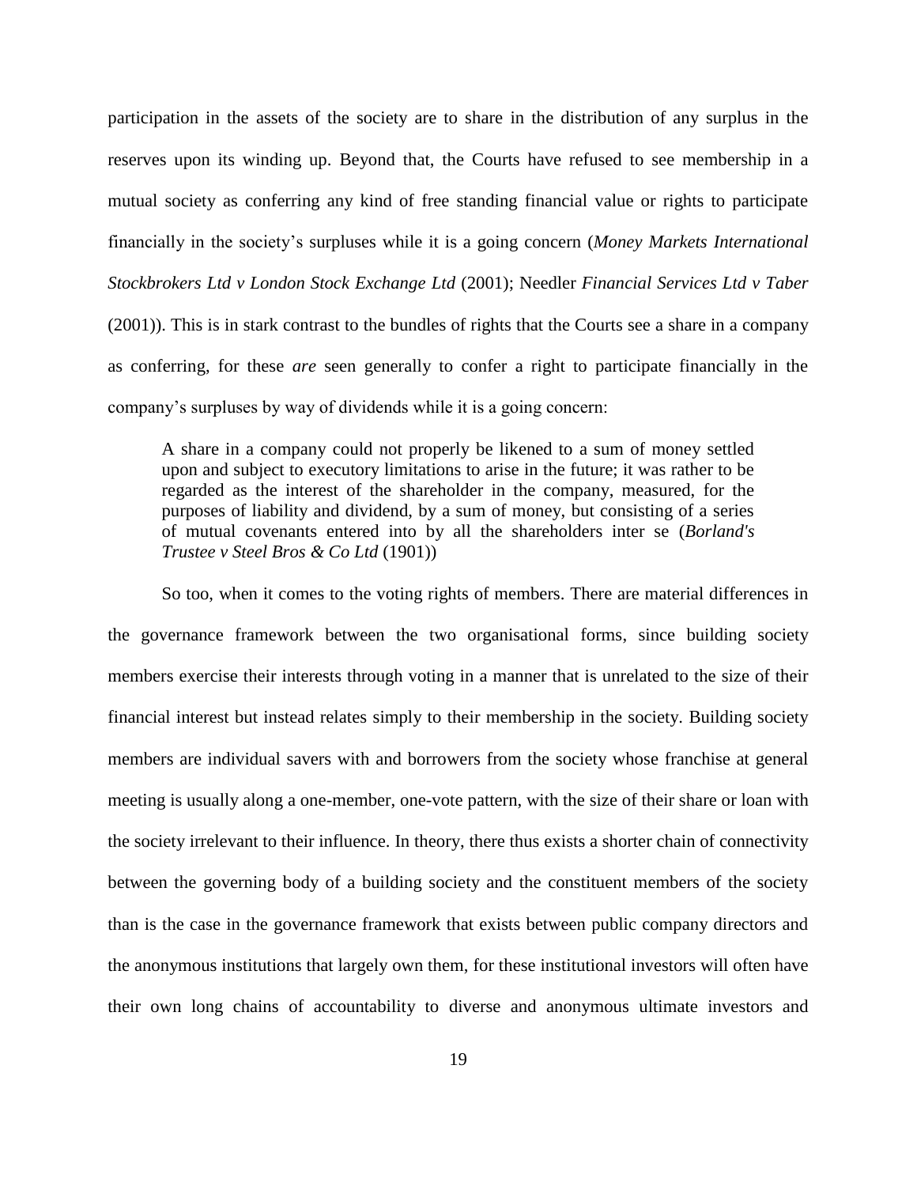participation in the assets of the society are to share in the distribution of any surplus in the reserves upon its winding up. Beyond that, the Courts have refused to see membership in a mutual society as conferring any kind of free standing financial value or rights to participate financially in the society's surpluses while it is a going concern (*Money Markets International Stockbrokers Ltd v London Stock Exchange Ltd* (2001); Needler *Financial Services Ltd v Taber* (2001)). This is in stark contrast to the bundles of rights that the Courts see a share in a company as conferring, for these *are* seen generally to confer a right to participate financially in the company's surpluses by way of dividends while it is a going concern:

> A share in a company could not properly be likened to a sum of money settled upon and subject to executory limitations to arise in the future; it was rather to be regarded as the interest of the shareholder in the company, measured, for the purposes of liability and dividend, by a sum of money, but consisting of a series of mutual covenants entered into by all the shareholders inter se (*Borland's Trustee v Steel Bros & Co Ltd* (1901))

So too, when it comes to the voting rights of members. There are material differences in the governance framework between the two organisational forms, since building society members exercise their interests through voting in a manner that is unrelated to the size of their financial interest but instead relates simply to their membership in the society. Building society members are individual savers with and borrowers from the society whose franchise at general meeting is usually along a one-member, one-vote pattern, with the size of their share or loan with the society irrelevant to their influence. In theory, there thus exists a shorter chain of connectivity between the governing body of a building society and the constituent members of the society than is the case in the governance framework that exists between public company directors and the anonymous institutions that largely own them, for these institutional investors will often have their own long chains of accountability to diverse and anonymous ultimate investors and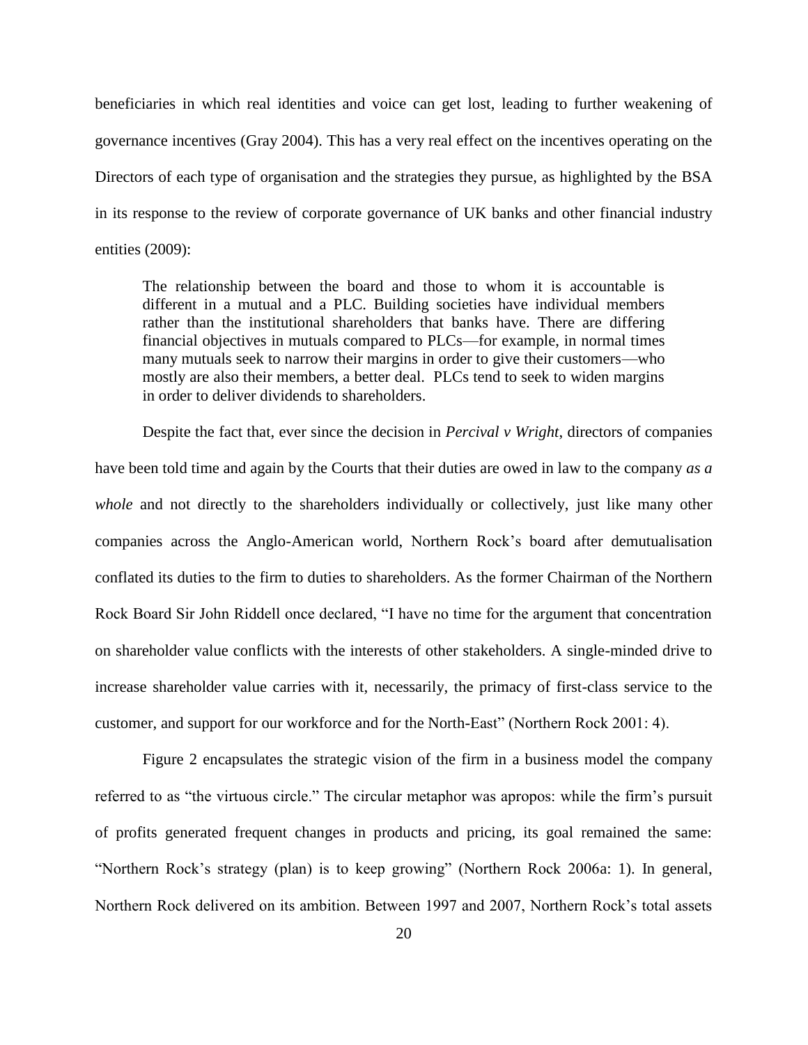beneficiaries in which real identities and voice can get lost, leading to further weakening of governance incentives (Gray 2004). This has a very real effect on the incentives operating on the Directors of each type of organisation and the strategies they pursue, as highlighted by the BSA in its response to the review of corporate governance of UK banks and other financial industry entities (2009):

> The relationship between the board and those to whom it is accountable is different in a mutual and a PLC. Building societies have individual members rather than the institutional shareholders that banks have. There are differing financial objectives in mutuals compared to PLCs—for example, in normal times many mutuals seek to narrow their margins in order to give their customers—who mostly are also their members, a better deal. PLCs tend to seek to widen margins in order to deliver dividends to shareholders.

Despite the fact that, ever since the decision in *Percival v Wright*, directors of companies have been told time and again by the Courts that their duties are owed in law to the company *as a whole* and not directly to the shareholders individually or collectively, just like many other companies across the Anglo-American world, Northern Rock's board after demutualisation conflated its duties to the firm to duties to shareholders. As the former Chairman of the Northern Rock Board Sir John Riddell once declared, "I have no time for the argument that concentration on shareholder value conflicts with the interests of other stakeholders. A single-minded drive to increase shareholder value carries with it, necessarily, the primacy of first-class service to the customer, and support for our workforce and for the North-East" (Northern Rock 2001: 4).

Figure 2 encapsulates the strategic vision of the firm in a business model the company referred to as "the virtuous circle." The circular metaphor was apropos: while the firm's pursuit of profits generated frequent changes in products and pricing, its goal remained the same: "Northern Rock's strategy (plan) is to keep growing" (Northern Rock 2006a: 1). In general, Northern Rock delivered on its ambition. Between 1997 and 2007, Northern Rock's total assets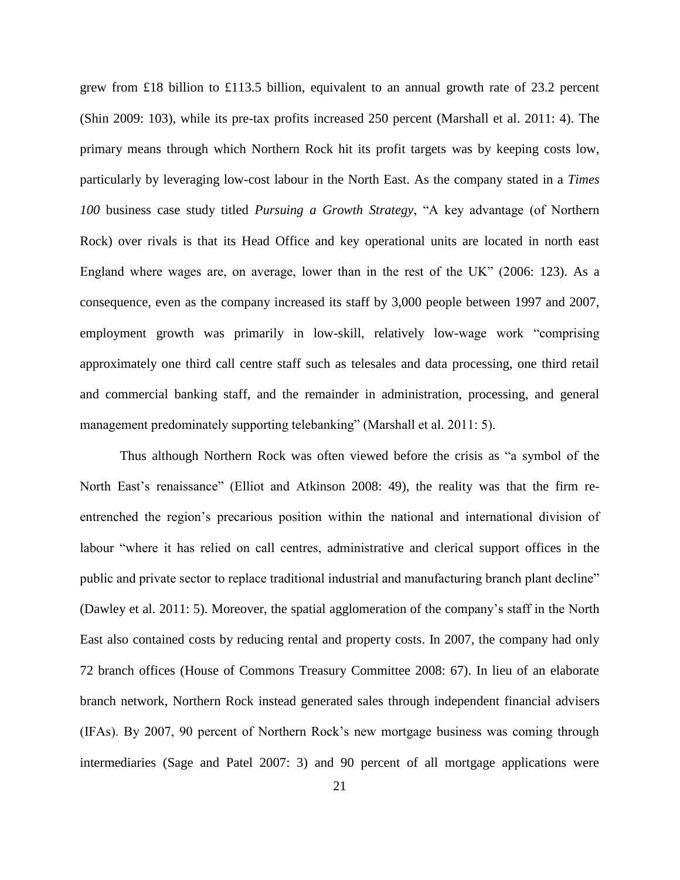grew from £18 billion to £113.5 billion, equivalent to an annual growth rate of 23.2 percent (Shin 2009: 103), while its pre-tax profits increased 250 percent (Marshall et al. 2011: 4). The primary means through which Northern Rock hit its profit targets was by keeping costs low, particularly by leveraging low-cost labour in the North East. As the company stated in a *Times 100* business case study titled *Pursuing a Growth Strategy*, "A key advantage (of Northern Rock) over rivals is that its Head Office and key operational units are located in north east England where wages are, on average, lower than in the rest of the UK" (2006: 123). As a consequence, even as the company increased its staff by 3,000 people between 1997 and 2007, employment growth was primarily in low-skill, relatively low-wage work "comprising approximately one third call centre staff such as telesales and data processing, one third retail and commercial banking staff, and the remainder in administration, processing, and general management predominately supporting telebanking" (Marshall et al. 2011: 5).

Thus although Northern Rock was often viewed before the crisis as "a symbol of the North East's renaissance" (Elliot and Atkinson 2008: 49), the reality was that the firm re-entrenched the region's precarious position within the national and international division of labour "where it has relied on call centres, administrative and clerical support offices in the public and private sector to replace traditional industrial and manufacturing branch plant decline" (Dawley et al. 2011: 5). Moreover, the spatial agglomeration of the company's staff in the North East also contained costs by reducing rental and property costs. In 2007, the company had only 72 branch offices (House of Commons Treasury Committee 2008: 67). In lieu of an elaborate branch network, Northern Rock instead generated sales through independent financial advisers (IFAs). By 2007, 90 percent of Northern Rock's new mortgage business was coming through intermediaries (Sage and Patel 2007: 3) and 90 percent of all mortgage applications were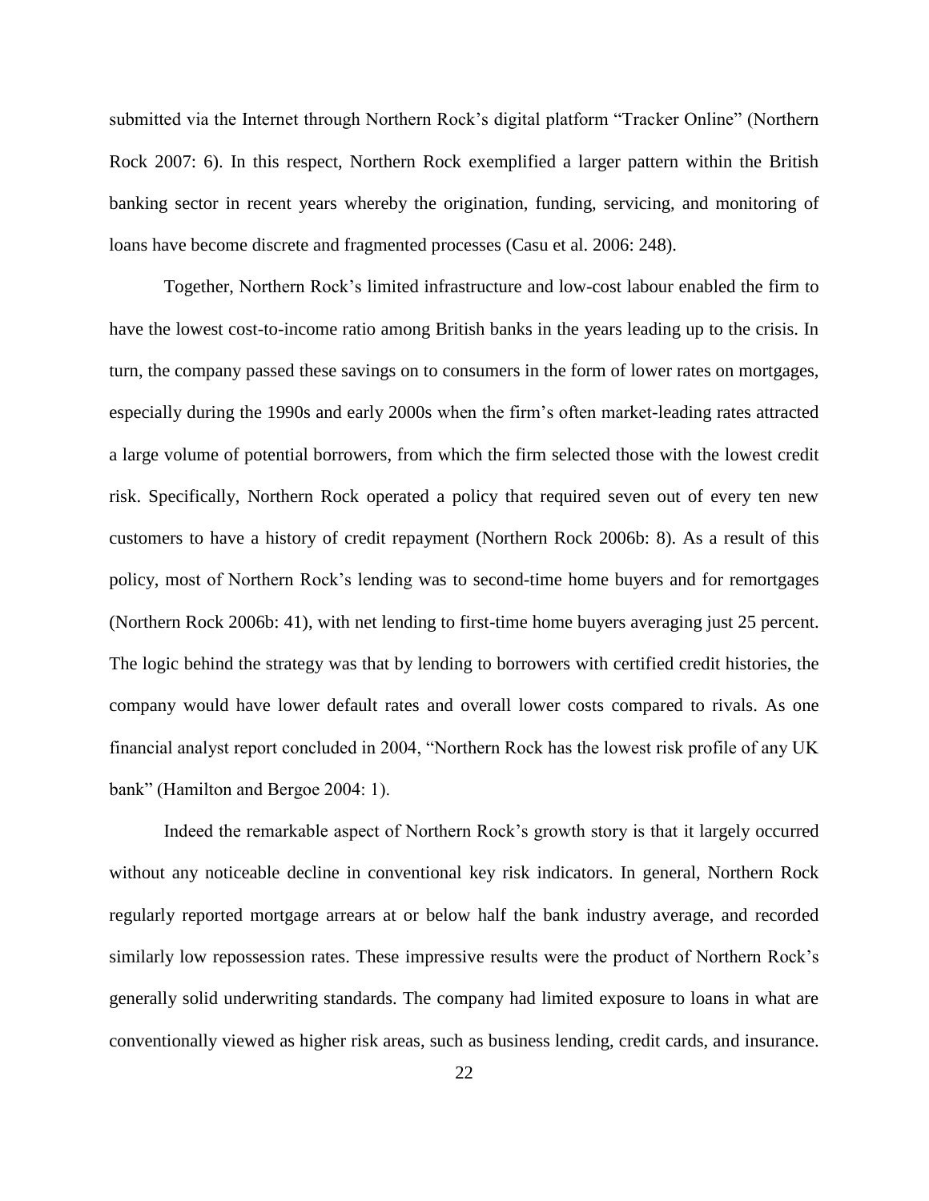submitted via the Internet through Northern Rock's digital platform "Tracker Online" (Northern Rock 2007: 6). In this respect, Northern Rock exemplified a larger pattern within the British banking sector in recent years whereby the origination, funding, servicing, and monitoring of loans have become discrete and fragmented processes (Casu et al. 2006: 248).

Together, Northern Rock's limited infrastructure and low-cost labour enabled the firm to have the lowest cost-to-income ratio among British banks in the years leading up to the crisis. In turn, the company passed these savings on to consumers in the form of lower rates on mortgages, especially during the 1990s and early 2000s when the firm's often market-leading rates attracted a large volume of potential borrowers, from which the firm selected those with the lowest credit risk. Specifically, Northern Rock operated a policy that required seven out of every ten new customers to have a history of credit repayment (Northern Rock 2006b: 8). As a result of this policy, most of Northern Rock's lending was to second-time home buyers and for remortgages (Northern Rock 2006b: 41), with net lending to first-time home buyers averaging just 25 percent. The logic behind the strategy was that by lending to borrowers with certified credit histories, the company would have lower default rates and overall lower costs compared to rivals. As one financial analyst report concluded in 2004, "Northern Rock has the lowest risk profile of any UK bank" (Hamilton and Bergoe 2004: 1).

Indeed the remarkable aspect of Northern Rock's growth story is that it largely occurred without any noticeable decline in conventional key risk indicators. In general, Northern Rock regularly reported mortgage arrears at or below half the bank industry average, and recorded similarly low repossession rates. These impressive results were the product of Northern Rock's generally solid underwriting standards. The company had limited exposure to loans in what are conventionally viewed as higher risk areas, such as business lending, credit cards, and insurance.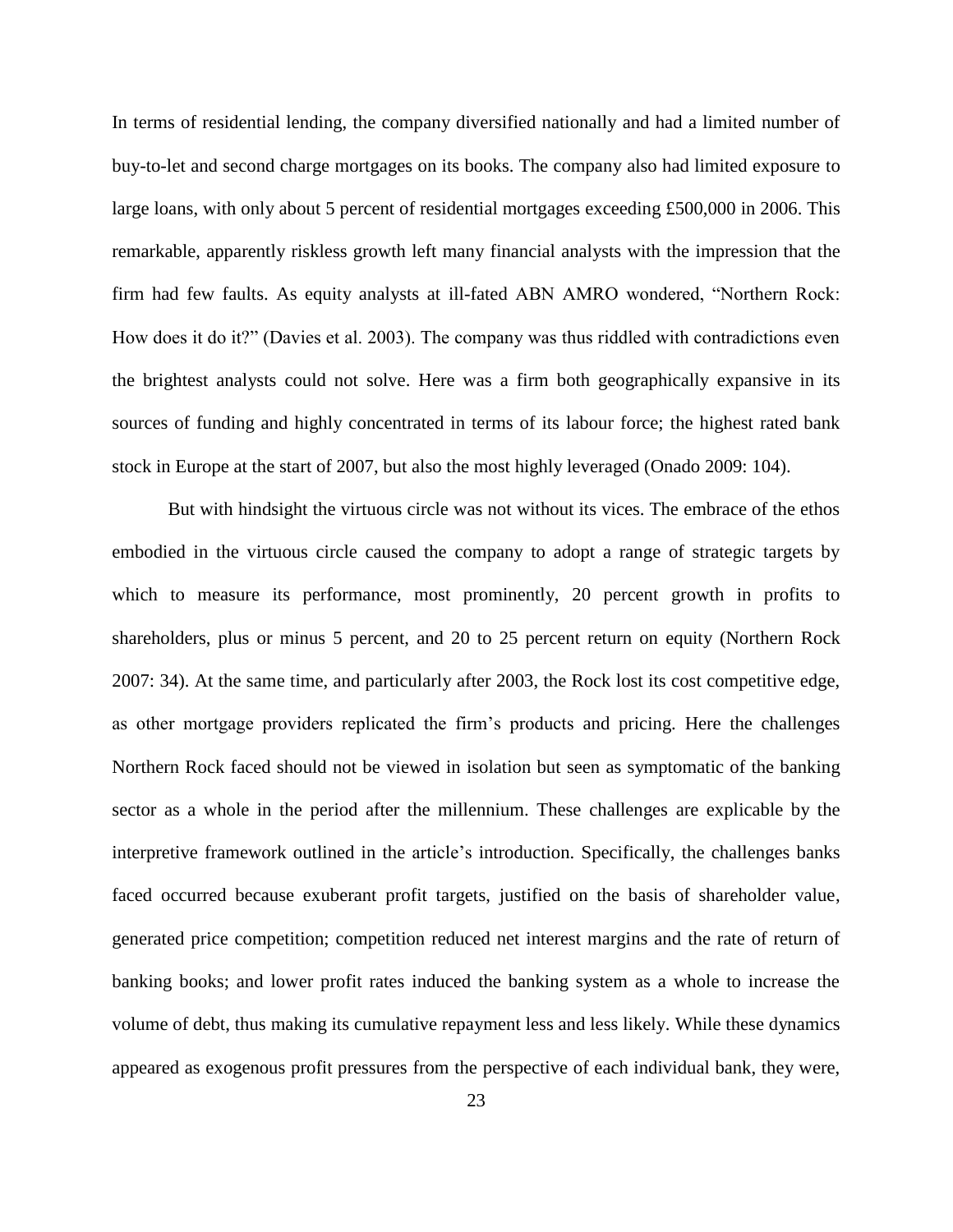In terms of residential lending, the company diversified nationally and had a limited number of buy-to-let and second charge mortgages on its books. The company also had limited exposure to large loans, with only about 5 percent of residential mortgages exceeding £500,000 in 2006. This remarkable, apparently riskless growth left many financial analysts with the impression that the firm had few faults. As equity analysts at ill-fated ABN AMRO wondered, "Northern Rock: How does it do it?" (Davies et al. 2003). The company was thus riddled with contradictions even the brightest analysts could not solve. Here was a firm both geographically expansive in its sources of funding and highly concentrated in terms of its labour force; the highest rated bank stock in Europe at the start of 2007, but also the most highly leveraged (Onado 2009: 104).

But with hindsight the virtuous circle was not without its vices. The embrace of the ethos embodied in the virtuous circle caused the company to adopt a range of strategic targets by which to measure its performance, most prominently, 20 percent growth in profits to shareholders, plus or minus 5 percent, and 20 to 25 percent return on equity (Northern Rock 2007: 34). At the same time, and particularly after 2003, the Rock lost its cost competitive edge, as other mortgage providers replicated the firm's products and pricing. Here the challenges Northern Rock faced should not be viewed in isolation but seen as symptomatic of the banking sector as a whole in the period after the millennium. These challenges are explicable by the interpretive framework outlined in the article's introduction. Specifically, the challenges banks faced occurred because exuberant profit targets, justified on the basis of shareholder value, generated price competition; competition reduced net interest margins and the rate of return of banking books; and lower profit rates induced the banking system as a whole to increase the volume of debt, thus making its cumulative repayment less and less likely. While these dynamics appeared as exogenous profit pressures from the perspective of each individual bank, they were,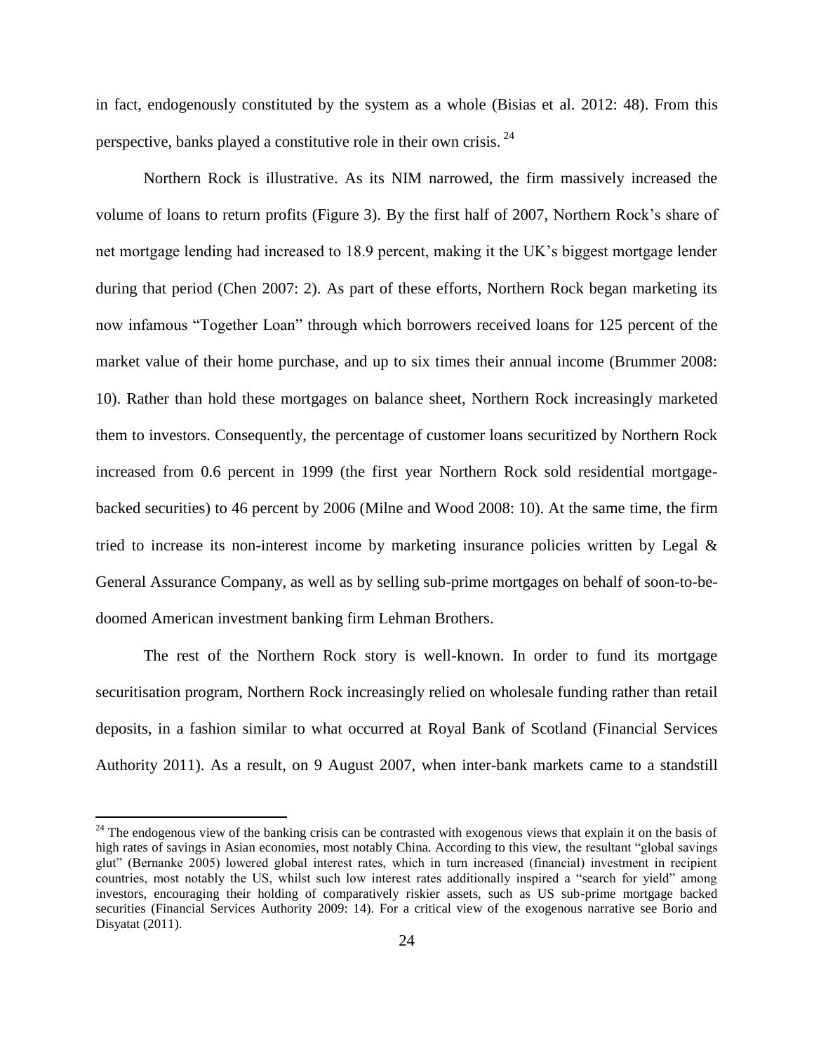in fact, endogenously constituted by the system as a whole (Bisias et al. 2012: 48). From this perspective, banks played a constitutive role in their own crisis. [24]

Northern Rock is illustrative. As its NIM narrowed, the firm massively increased the volume of loans to return profits (Figure 3). By the first half of 2007, Northern Rock's share of net mortgage lending had increased to 18.9 percent, making it the UK's biggest mortgage lender during that period (Chen 2007: 2). As part of these efforts, Northern Rock began marketing its now infamous "Together Loan" through which borrowers received loans for 125 percent of the market value of their home purchase, and up to six times their annual income (Brummer 2008: 10). Rather than hold these mortgages on balance sheet, Northern Rock increasingly marketed them to investors. Consequently, the percentage of customer loans securitized by Northern Rock increased from 0.6 percent in 1999 (the first year Northern Rock sold residential mortgage-backed securities) to 46 percent by 2006 (Milne and Wood 2008: 10). At the same time, the firm tried to increase its non-interest income by marketing insurance policies written by Legal & General Assurance Company, as well as by selling sub-prime mortgages on behalf of soon-to-be-doomed American investment banking firm Lehman Brothers.

The rest of the Northern Rock story is well-known. In order to fund its mortgage securitisation program, Northern Rock increasingly relied on wholesale funding rather than retail deposits, in a fashion similar to what occurred at Royal Bank of Scotland (Financial Services Authority 2011). As a result, on 9 August 2007, when inter-bank markets came to a standstill

[24] The endogenous view of the banking crisis can be contrasted with exogenous views that explain it on the basis of high rates of savings in Asian economies, most notably China. According to this view, the resultant "global savings glut" (Bernanke 2005) lowered global interest rates, which in turn increased (financial) investment in recipient countries, most notably the US, whilst such low interest rates additionally inspired a "search for yield" among investors, encouraging their holding of comparatively riskier assets, such as US sub-prime mortgage backed securities (Financial Services Authority 2009: 14). For a critical view of the exogenous narrative see Borio and Disyatat (2011).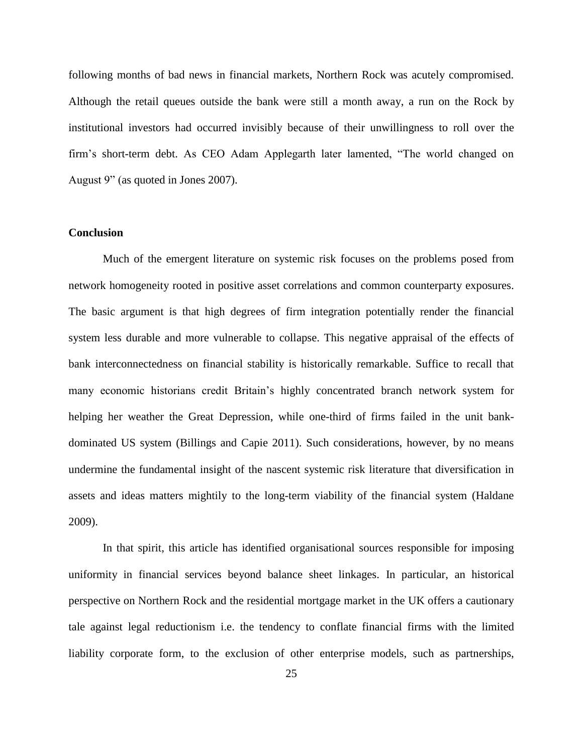following months of bad news in financial markets, Northern Rock was acutely compromised. Although the retail queues outside the bank were still a month away, a run on the Rock by institutional investors had occurred invisibly because of their unwillingness to roll over the firm's short-term debt. As CEO Adam Applegarth later lamented, "The world changed on August 9" (as quoted in Jones 2007).

## Conclusion

Much of the emergent literature on systemic risk focuses on the problems posed from network homogeneity rooted in positive asset correlations and common counterparty exposures. The basic argument is that high degrees of firm integration potentially render the financial system less durable and more vulnerable to collapse. This negative appraisal of the effects of bank interconnectedness on financial stability is historically remarkable. Suffice to recall that many economic historians credit Britain's highly concentrated branch network system for helping her weather the Great Depression, while one-third of firms failed in the unit bank-dominated US system (Billings and Capie 2011). Such considerations, however, by no means undermine the fundamental insight of the nascent systemic risk literature that diversification in assets and ideas matters mightily to the long-term viability of the financial system (Haldane 2009).

In that spirit, this article has identified organisational sources responsible for imposing uniformity in financial services beyond balance sheet linkages. In particular, an historical perspective on Northern Rock and the residential mortgage market in the UK offers a cautionary tale against legal reductionism i.e. the tendency to conflate financial firms with the limited liability corporate form, to the exclusion of other enterprise models, such as partnerships,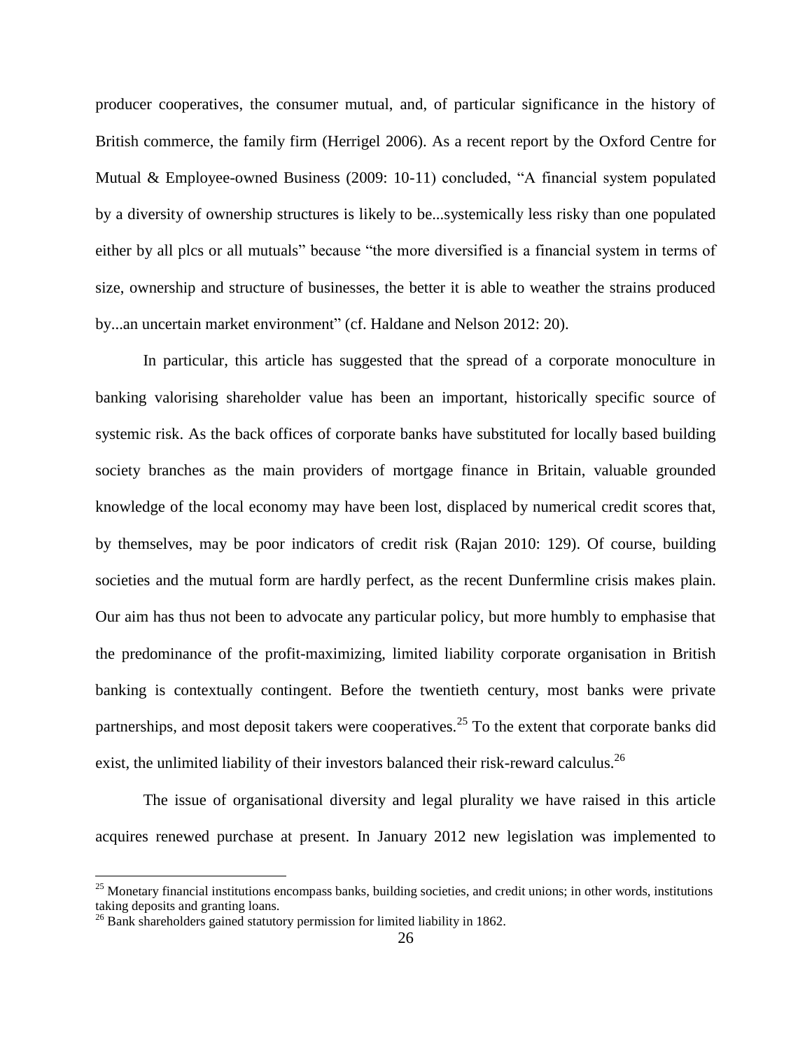producer cooperatives, the consumer mutual, and, of particular significance in the history of British commerce, the family firm (Herrigel 2006). As a recent report by the Oxford Centre for Mutual & Employee-owned Business (2009: 10-11) concluded, “A financial system populated by a diversity of ownership structures is likely to be...systemically less risky than one populated either by all plcs or all mutuals” because “the more diversified is a financial system in terms of size, ownership and structure of businesses, the better it is able to weather the strains produced by...an uncertain market environment” (cf. Haldane and Nelson 2012: 20).

In particular, this article has suggested that the spread of a corporate monoculture in banking valorising shareholder value has been an important, historically specific source of systemic risk. As the back offices of corporate banks have substituted for locally based building society branches as the main providers of mortgage finance in Britain, valuable grounded knowledge of the local economy may have been lost, displaced by numerical credit scores that, by themselves, may be poor indicators of credit risk (Rajan 2010: 129). Of course, building societies and the mutual form are hardly perfect, as the recent Dunfermline crisis makes plain. Our aim has thus not been to advocate any particular policy, but more humbly to emphasise that the predominance of the profit-maximizing, limited liability corporate organisation in British banking is contextually contingent. Before the twentieth century, most banks were private partnerships, and most deposit takers were cooperatives.[25] To the extent that corporate banks did exist, the unlimited liability of their investors balanced their risk-reward calculus.[26]

The issue of organisational diversity and legal plurality we have raised in this article acquires renewed purchase at present. In January 2012 new legislation was implemented to

---

[25] Monetary financial institutions encompass banks, building societies, and credit unions; in other words, institutions taking deposits and granting loans.

[26] Bank shareholders gained statutory permission for limited liability in 1862.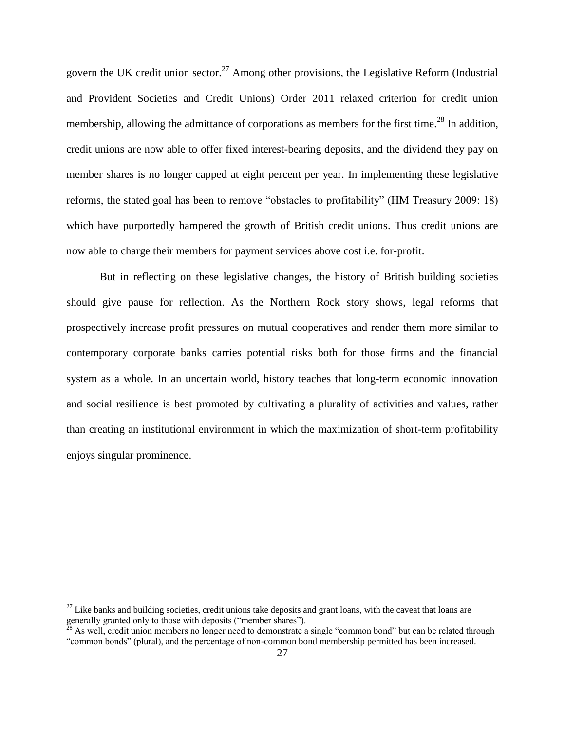govern the UK credit union sector.[27] Among other provisions, the Legislative Reform (Industrial and Provident Societies and Credit Unions) Order 2011 relaxed criterion for credit union membership, allowing the admittance of corporations as members for the first time.[28] In addition, credit unions are now able to offer fixed interest-bearing deposits, and the dividend they pay on member shares is no longer capped at eight percent per year. In implementing these legislative reforms, the stated goal has been to remove "obstacles to profitability" (HM Treasury 2009: 18) which have purportedly hampered the growth of British credit unions. Thus credit unions are now able to charge their members for payment services above cost i.e. for-profit.

But in reflecting on these legislative changes, the history of British building societies should give pause for reflection. As the Northern Rock story shows, legal reforms that prospectively increase profit pressures on mutual cooperatives and render them more similar to contemporary corporate banks carries potential risks both for those firms and the financial system as a whole. In an uncertain world, history teaches that long-term economic innovation and social resilience is best promoted by cultivating a plurality of activities and values, rather than creating an institutional environment in which the maximization of short-term profitability enjoys singular prominence.

---

[27] Like banks and building societies, credit unions take deposits and grant loans, with the caveat that loans are generally granted only to those with deposits ("member shares").

[28] As well, credit union members no longer need to demonstrate a single "common bond" but can be related through "common bonds" (plural), and the percentage of non-common bond membership permitted has been increased.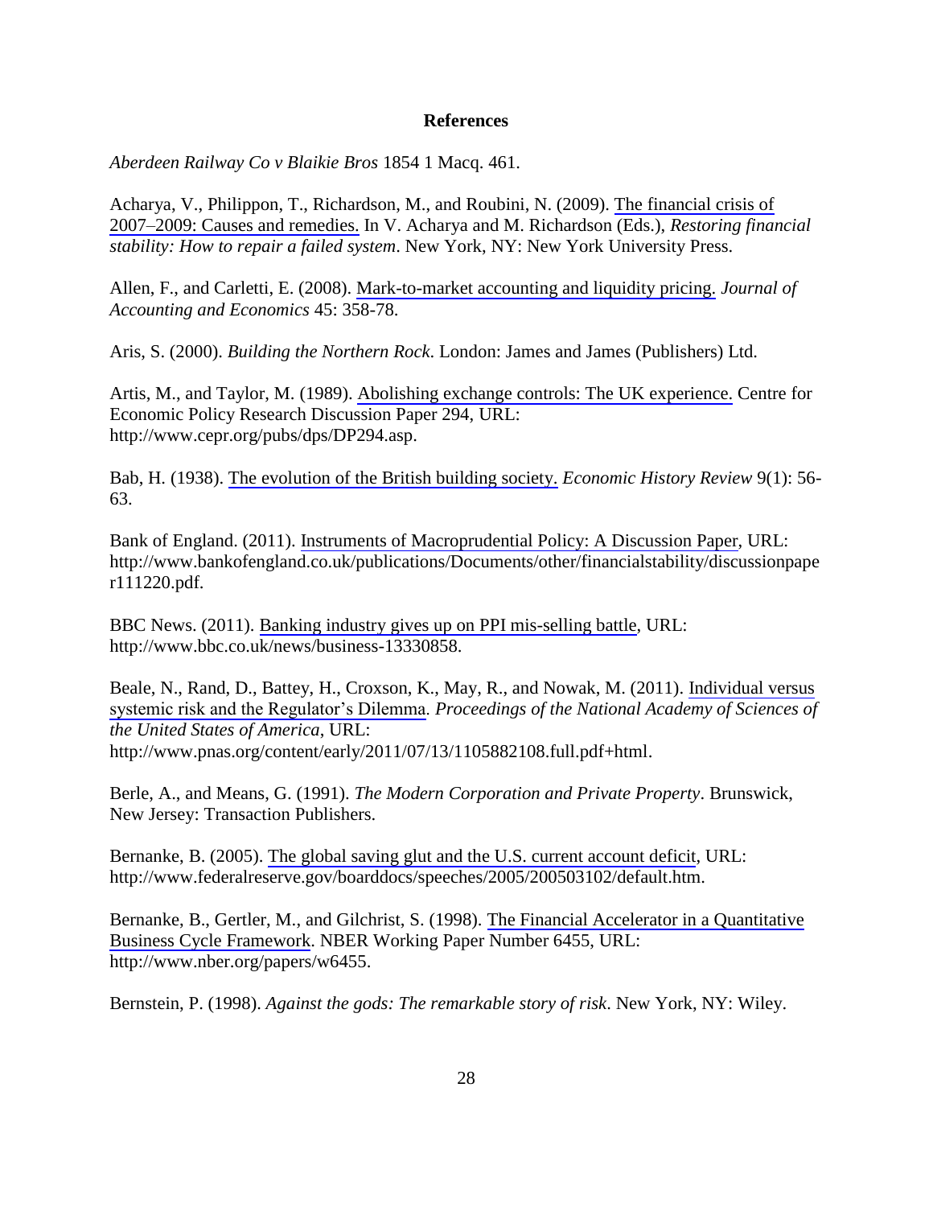## References

*Aberdeen Railway Co v Blaikie Bros* 1854 1 Macq. 461.

Acharya, V., Philippon, T., Richardson, M., and Roubini, N. (2009). The financial crisis of 2007–2009: Causes and remedies. In V. Acharya and M. Richardson (Eds.), *Restoring financial stability: How to repair a failed system*. New York, NY: New York University Press.

Allen, F., and Carletti, E. (2008). Mark-to-market accounting and liquidity pricing. *Journal of Accounting and Economics* 45: 358-78.

Aris, S. (2000). *Building the Northern Rock*. London: James and James (Publishers) Ltd.

Artis, M., and Taylor, M. (1989). Abolishing exchange controls: The UK experience. Centre for Economic Policy Research Discussion Paper 294, URL: http://www.cepr.org/pubs/dps/DP294.asp.

Bab, H. (1938). The evolution of the British building society. *Economic History Review* 9(1): 56-63.

Bank of England. (2011). Instruments of Macroprudential Policy: A Discussion Paper, URL: http://www.bankofengland.co.uk/publications/Documents/other/financialstability/discussionpaper111220.pdf.

BBC News. (2011). Banking industry gives up on PPI mis-selling battle, URL: http://www.bbc.co.uk/news/business-13330858.

Beale, N., Rand, D., Battey, H., Croxson, K., May, R., and Nowak, M. (2011). Individual versus systemic risk and the Regulator's Dilemma. *Proceedings of the National Academy of Sciences of the United States of America*, URL: http://www.pnas.org/content/early/2011/07/13/1105882108.full.pdf+html.

Berle, A., and Means, G. (1991). *The Modern Corporation and Private Property*. Brunswick, New Jersey: Transaction Publishers.

Bernanke, B. (2005). The global saving glut and the U.S. current account deficit, URL: http://www.federalreserve.gov/boarddocs/speeches/2005/200503102/default.htm.

Bernanke, B., Gertler, M., and Gilchrist, S. (1998). The Financial Accelerator in a Quantitative Business Cycle Framework. NBER Working Paper Number 6455, URL: http://www.nber.org/papers/w6455.

Bernstein, P. (1998). *Against the gods: The remarkable story of risk*. New York, NY: Wiley.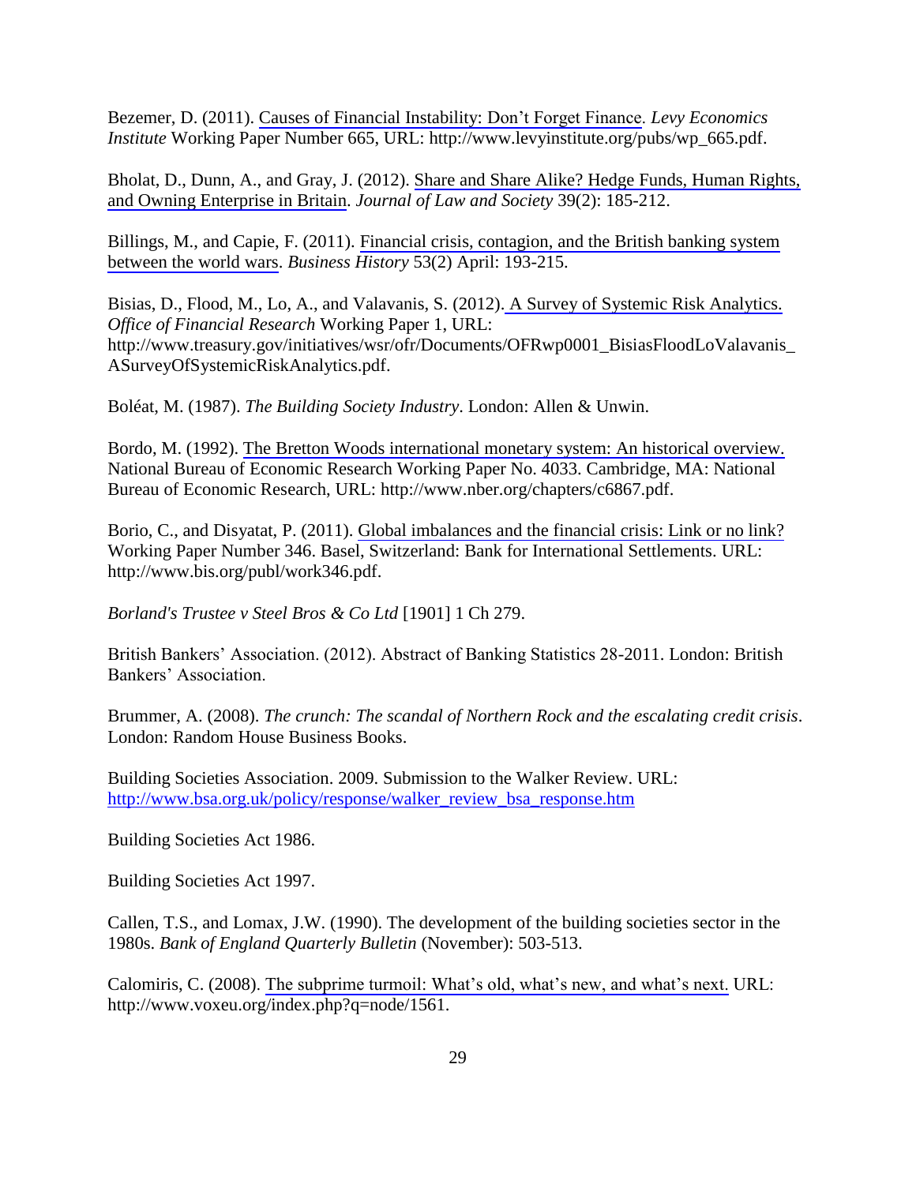Bezemer, D. (2011). Causes of Financial Instability: Don't Forget Finance. *Levy Economics Institute* Working Paper Number 665, URL: http://www.levyinstitute.org/pubs/wp_665.pdf.

Bholat, D., Dunn, A., and Gray, J. (2012). Share and Share Alike? Hedge Funds, Human Rights, and Owning Enterprise in Britain. *Journal of Law and Society* 39(2): 185-212.

Billings, M., and Capie, F. (2011). Financial crisis, contagion, and the British banking system between the world wars. *Business History* 53(2) April: 193-215.

Bisias, D., Flood, M., Lo, A., and Valavanis, S. (2012). A Survey of Systemic Risk Analytics. *Office of Financial Research* Working Paper 1, URL: http://www.treasury.gov/initiatives/wsr/ofr/Documents/OFRwp0001_BisiasFloodLoValavanis_ASurveyOfSystemicRiskAnalytics.pdf.

Boléat, M. (1987). *The Building Society Industry*. London: Allen & Unwin.

Bordo, M. (1992). The Bretton Woods international monetary system: An historical overview. National Bureau of Economic Research Working Paper No. 4033. Cambridge, MA: National Bureau of Economic Research, URL: http://www.nber.org/chapters/c6867.pdf.

Borio, C., and Disyatat, P. (2011). Global imbalances and the financial crisis: Link or no link? Working Paper Number 346. Basel, Switzerland: Bank for International Settlements. URL: http://www.bis.org/publ/work346.pdf.

*Borland's Trustee v Steel Bros & Co Ltd* [1901] 1 Ch 279.

British Bankers' Association. (2012). Abstract of Banking Statistics 28-2011. London: British Bankers' Association.

Brummer, A. (2008). *The crunch: The scandal of Northern Rock and the escalating credit crisis*. London: Random House Business Books.

Building Societies Association. 2009. Submission to the Walker Review. URL: http://www.bsa.org.uk/policy/response/walker_review_bsa_response.htm

Building Societies Act 1986.

Building Societies Act 1997.

Callen, T.S., and Lomax, J.W. (1990). The development of the building societies sector in the 1980s. *Bank of England Quarterly Bulletin* (November): 503-513.

Calomiris, C. (2008). The subprime turmoil: What's old, what's new, and what's next. URL: http://www.voxeu.org/index.php?q=node/1561.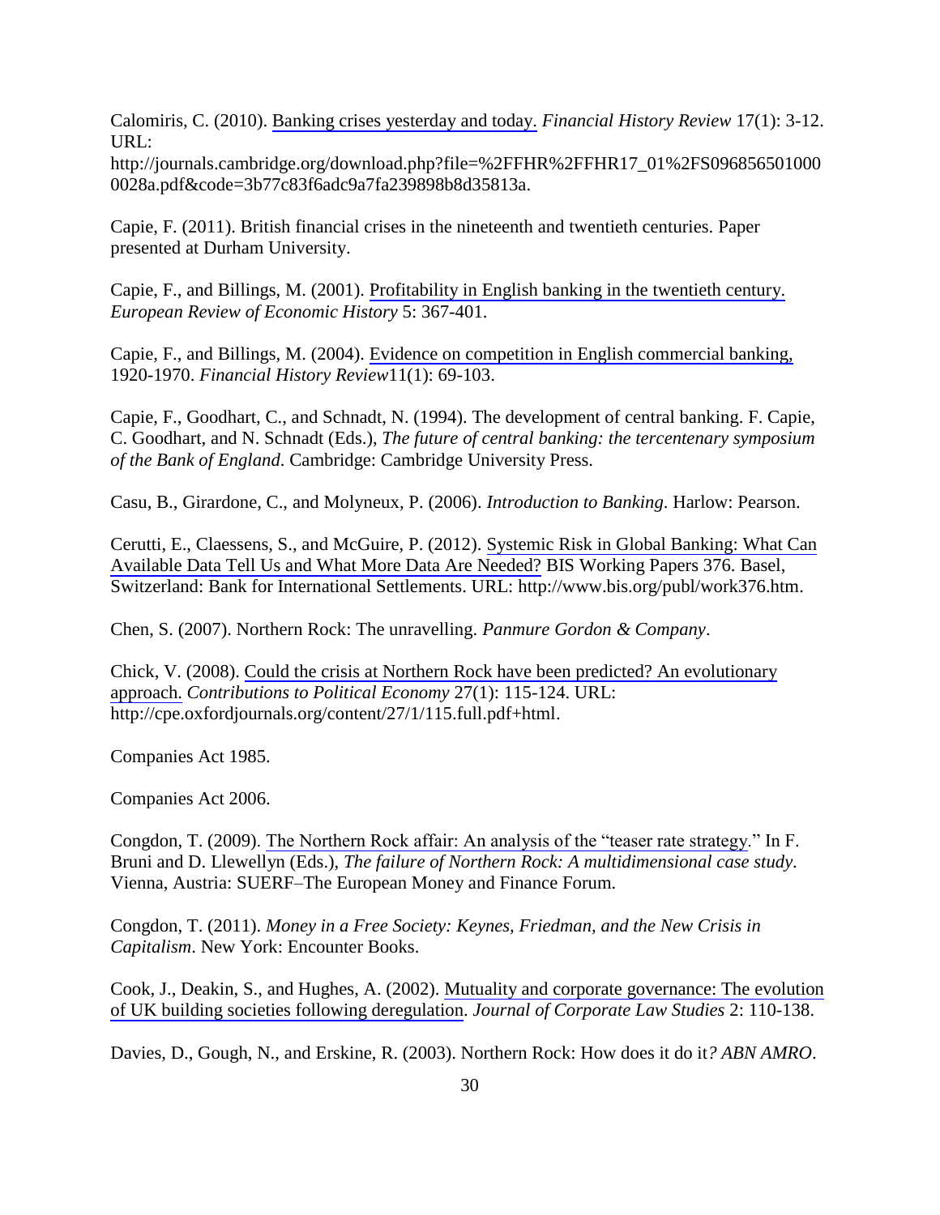Calomiris, C. (2010). Banking crises yesterday and today. *Financial History Review* 17(1): 3-12. URL: http://journals.cambridge.org/download.php?file=%2FFHR%2FFHR17_01%2FS0968565010000028a.pdf&code=3b77c83f6adc9a7fa239898b8d35813a.

Capie, F. (2011). British financial crises in the nineteenth and twentieth centuries. Paper presented at Durham University.

Capie, F., and Billings, M. (2001). Profitability in English banking in the twentieth century. *European Review of Economic History* 5: 367-401.

Capie, F., and Billings, M. (2004). Evidence on competition in English commercial banking, 1920-1970. *Financial History Review*11(1): 69-103.

Capie, F., Goodhart, C., and Schnadt, N. (1994). The development of central banking. F. Capie, C. Goodhart, and N. Schnadt (Eds.), *The future of central banking: the tercentenary symposium of the Bank of England*. Cambridge: Cambridge University Press.

Casu, B., Girardone, C., and Molyneux, P. (2006). *Introduction to Banking*. Harlow: Pearson.

Cerutti, E., Claessens, S., and McGuire, P. (2012). Systemic Risk in Global Banking: What Can Available Data Tell Us and What More Data Are Needed? BIS Working Papers 376. Basel, Switzerland: Bank for International Settlements. URL: http://www.bis.org/publ/work376.htm.

Chen, S. (2007). Northern Rock: The unravelling. *Panmure Gordon & Company*.

Chick, V. (2008). Could the crisis at Northern Rock have been predicted? An evolutionary approach. *Contributions to Political Economy* 27(1): 115-124. URL: http://cpe.oxfordjournals.org/content/27/1/115.full.pdf+html.

Companies Act 1985.

Companies Act 2006.

Congdon, T. (2009). The Northern Rock affair: An analysis of the "teaser rate strategy." In F. Bruni and D. Llewellyn (Eds.), *The failure of Northern Rock: A multidimensional case study*. Vienna, Austria: SUERF–The European Money and Finance Forum.

Congdon, T. (2011). *Money in a Free Society: Keynes, Friedman, and the New Crisis in Capitalism*. New York: Encounter Books.

Cook, J., Deakin, S., and Hughes, A. (2002). Mutuality and corporate governance: The evolution of UK building societies following deregulation. *Journal of Corporate Law Studies* 2: 110-138.

Davies, D., Gough, N., and Erskine, R. (2003). Northern Rock: How does it do it*? ABN AMRO*.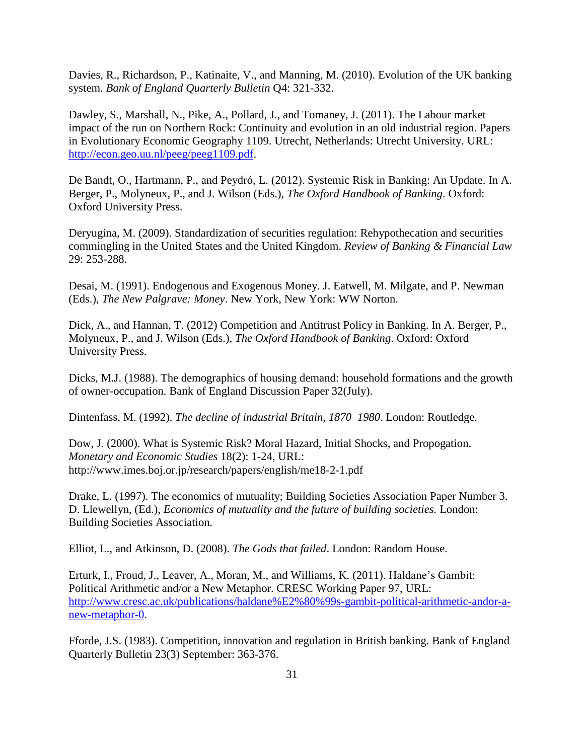Davies, R., Richardson, P., Katinaite, V., and Manning, M. (2010). Evolution of the UK banking system. *Bank of England Quarterly Bulletin* Q4: 321-332.

Dawley, S., Marshall, N., Pike, A., Pollard, J., and Tomaney, J. (2011). The Labour market impact of the run on Northern Rock: Continuity and evolution in an old industrial region. Papers in Evolutionary Economic Geography 1109. Utrecht, Netherlands: Utrecht University. URL: http://econ.geo.uu.nl/peeg/peeg1109.pdf.

De Bandt, O., Hartmann, P., and Peydró, L. (2012). Systemic Risk in Banking: An Update. In A. Berger, P., Molyneux, P., and J. Wilson (Eds.), *The Oxford Handbook of Banking*. Oxford: Oxford University Press.

Deryugina, M. (2009). Standardization of securities regulation: Rehypothecation and securities commingling in the United States and the United Kingdom. *Review of Banking & Financial Law* 29: 253-288.

Desai, M. (1991). Endogenous and Exogenous Money. J. Eatwell, M. Milgate, and P. Newman (Eds.), *The New Palgrave: Money*. New York, New York: WW Norton.

Dick, A., and Hannan, T. (2012) Competition and Antitrust Policy in Banking. In A. Berger, P., Molyneux, P., and J. Wilson (Eds.), *The Oxford Handbook of Banking*. Oxford: Oxford University Press.

Dicks, M.J. (1988). The demographics of housing demand: household formations and the growth of owner-occupation. Bank of England Discussion Paper 32(July).

Dintenfass, M. (1992). *The decline of industrial Britain, 1870–1980*. London: Routledge.

Dow, J. (2000). What is Systemic Risk? Moral Hazard, Initial Shocks, and Propogation. *Monetary and Economic Studies* 18(2): 1-24, URL: http://www.imes.boj.or.jp/research/papers/english/me18-2-1.pdf

Drake, L. (1997). The economics of mutuality; Building Societies Association Paper Number 3. D. Llewellyn, (Ed.), *Economics of mutuality and the future of building societies.* London: Building Societies Association.

Elliot, L., and Atkinson, D. (2008). *The Gods that failed*. London: Random House.

Erturk, I., Froud, J., Leaver, A., Moran, M., and Williams, K. (2011). Haldane's Gambit: Political Arithmetic and/or a New Metaphor. CRESC Working Paper 97, URL: http://www.cresc.ac.uk/publications/haldane%E2%80%99s-gambit-political-arithmetic-andor-a-new-metaphor-0.

Fforde, J.S. (1983). Competition, innovation and regulation in British banking. Bank of England Quarterly Bulletin 23(3) September: 363-376.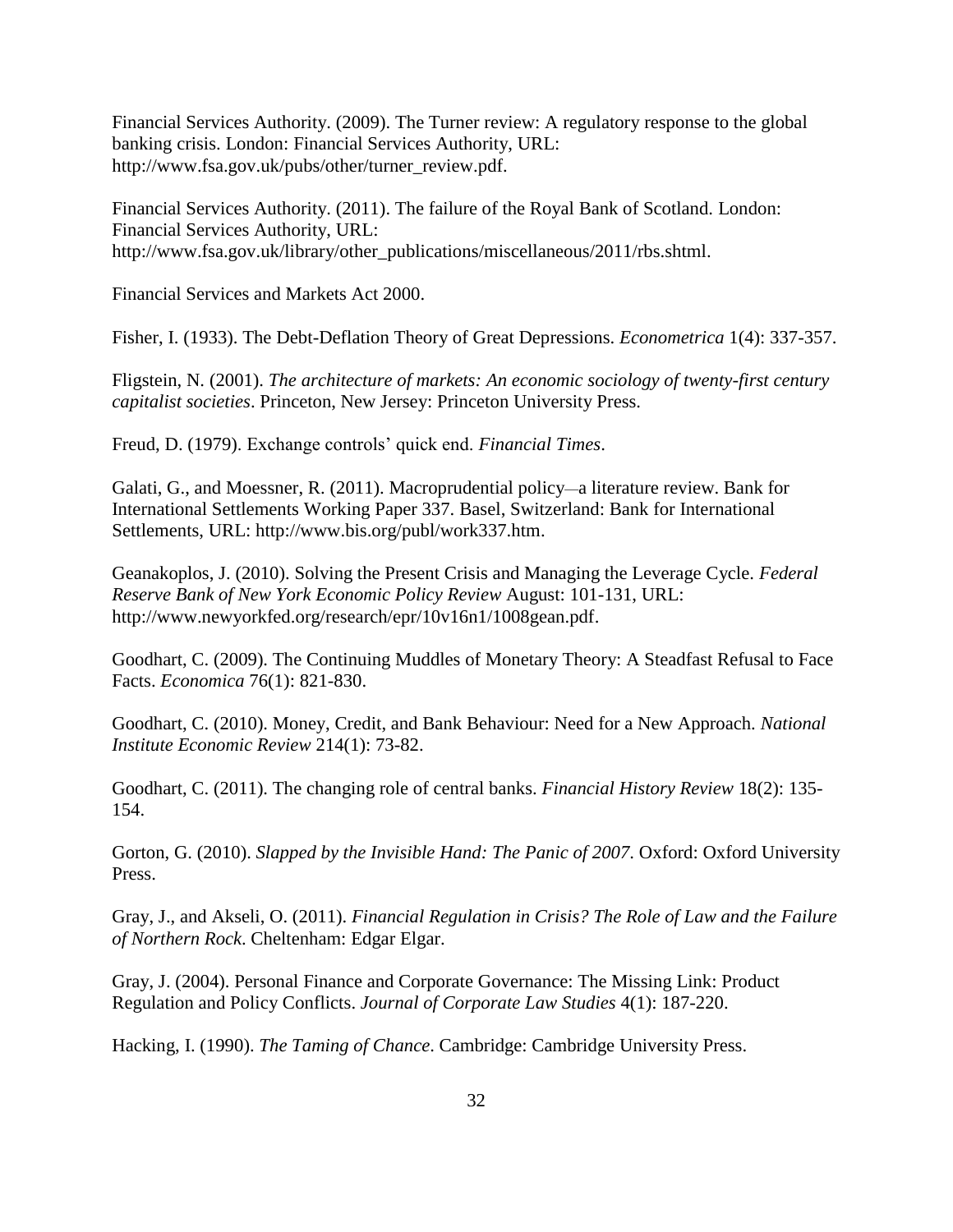Financial Services Authority. (2009). The Turner review: A regulatory response to the global banking crisis. London: Financial Services Authority, URL: http://www.fsa.gov.uk/pubs/other/turner_review.pdf.

Financial Services Authority. (2011). The failure of the Royal Bank of Scotland. London: Financial Services Authority, URL: http://www.fsa.gov.uk/library/other_publications/miscellaneous/2011/rbs.shtml.

Financial Services and Markets Act 2000.

Fisher, I. (1933). The Debt-Deflation Theory of Great Depressions. *Econometrica* 1(4): 337-357.

Fligstein, N. (2001). *The architecture of markets: An economic sociology of twenty-first century capitalist societies*. Princeton, New Jersey: Princeton University Press.

Freud, D. (1979). Exchange controls' quick end. *Financial Times*.

Galati, G., and Moessner, R. (2011). Macroprudential policy—a literature review. Bank for International Settlements Working Paper 337. Basel, Switzerland: Bank for International Settlements, URL: http://www.bis.org/publ/work337.htm.

Geanakoplos, J. (2010). Solving the Present Crisis and Managing the Leverage Cycle. *Federal Reserve Bank of New York Economic Policy Review* August: 101-131, URL: http://www.newyorkfed.org/research/epr/10v16n1/1008gean.pdf.

Goodhart, C. (2009). The Continuing Muddles of Monetary Theory: A Steadfast Refusal to Face Facts. *Economica* 76(1): 821-830.

Goodhart, C. (2010). Money, Credit, and Bank Behaviour: Need for a New Approach. *National Institute Economic Review* 214(1): 73-82.

Goodhart, C. (2011). The changing role of central banks. *Financial History Review* 18(2): 135-154.

Gorton, G. (2010). *Slapped by the Invisible Hand: The Panic of 2007*. Oxford: Oxford University Press.

Gray, J., and Akseli, O. (2011). *Financial Regulation in Crisis? The Role of Law and the Failure of Northern Rock*. Cheltenham: Edgar Elgar.

Gray, J. (2004). Personal Finance and Corporate Governance: The Missing Link: Product Regulation and Policy Conflicts. *Journal of Corporate Law Studies* 4(1): 187-220.

Hacking, I. (1990). *The Taming of Chance*. Cambridge: Cambridge University Press.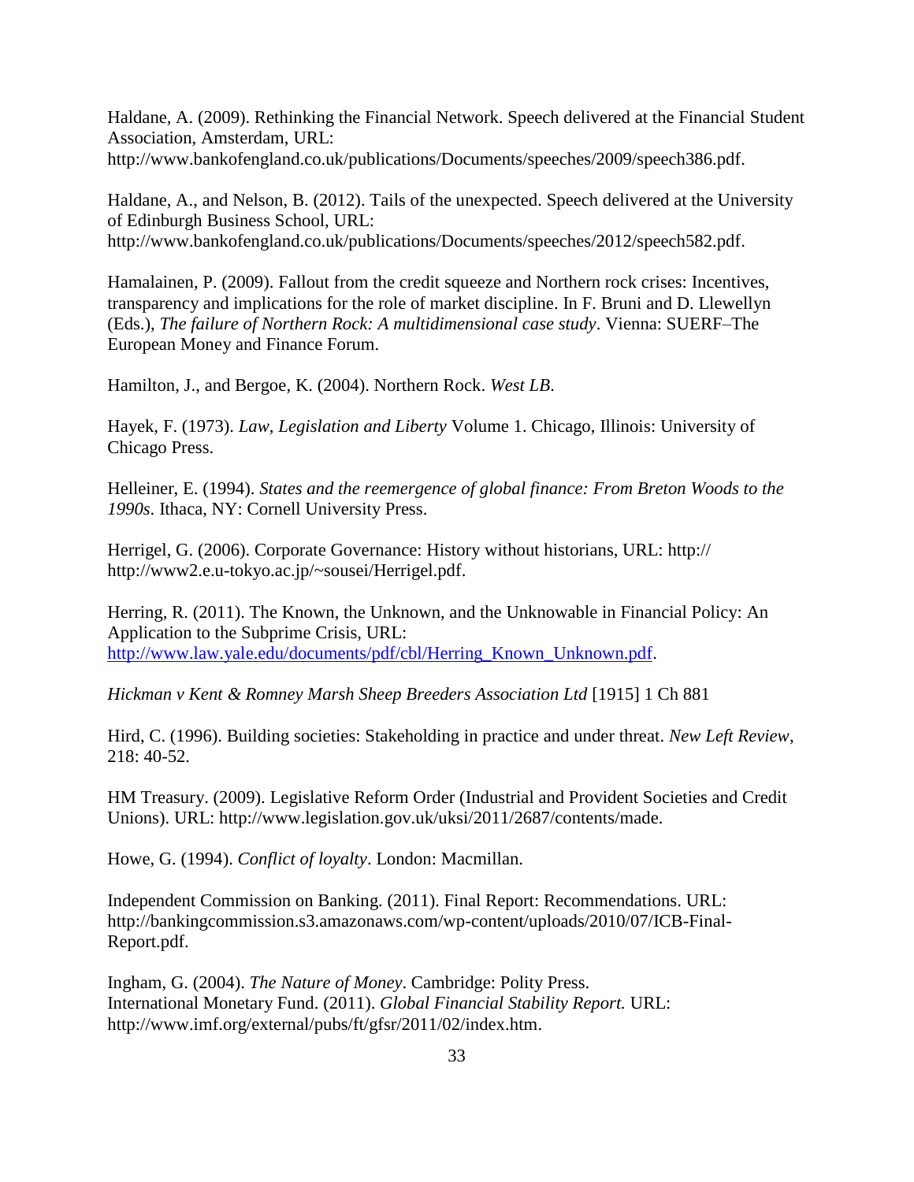Haldane, A. (2009). Rethinking the Financial Network. Speech delivered at the Financial Student Association, Amsterdam, URL: http://www.bankofengland.co.uk/publications/Documents/speeches/2009/speech386.pdf.

Haldane, A., and Nelson, B. (2012). Tails of the unexpected. Speech delivered at the University of Edinburgh Business School, URL: http://www.bankofengland.co.uk/publications/Documents/speeches/2012/speech582.pdf.

Hamalainen, P. (2009). Fallout from the credit squeeze and Northern rock crises: Incentives, transparency and implications for the role of market discipline. In F. Bruni and D. Llewellyn (Eds.), *The failure of Northern Rock: A multidimensional case study*. Vienna: SUERF–The European Money and Finance Forum.

Hamilton, J., and Bergoe, K. (2004). Northern Rock. *West LB*.

Hayek, F. (1973). *Law, Legislation and Liberty* Volume 1. Chicago, Illinois: University of Chicago Press.

Helleiner, E. (1994). *States and the reemergence of global finance: From Breton Woods to the 1990s*. Ithaca, NY: Cornell University Press.

Herrigel, G. (2006). Corporate Governance: History without historians, URL: http:// http://www2.e.u-tokyo.ac.jp/~sousei/Herrigel.pdf.

Herring, R. (2011). The Known, the Unknown, and the Unknowable in Financial Policy: An Application to the Subprime Crisis, URL: http://www.law.yale.edu/documents/pdf/cbl/Herring_Known_Unknown.pdf.

*Hickman v Kent & Romney Marsh Sheep Breeders Association Ltd* [1915] 1 Ch 881

Hird, C. (1996). Building societies: Stakeholding in practice and under threat. *New Left Review*, 218: 40-52.

HM Treasury. (2009). Legislative Reform Order (Industrial and Provident Societies and Credit Unions). URL: http://www.legislation.gov.uk/uksi/2011/2687/contents/made.

Howe, G. (1994). *Conflict of loyalty*. London: Macmillan.

Independent Commission on Banking. (2011). Final Report: Recommendations. URL: http://bankingcommission.s3.amazonaws.com/wp-content/uploads/2010/07/ICB-Final-Report.pdf.

Ingham, G. (2004). *The Nature of Money*. Cambridge: Polity Press.

International Monetary Fund. (2011). *Global Financial Stability Report.* URL: http://www.imf.org/external/pubs/ft/gfsr/2011/02/index.htm.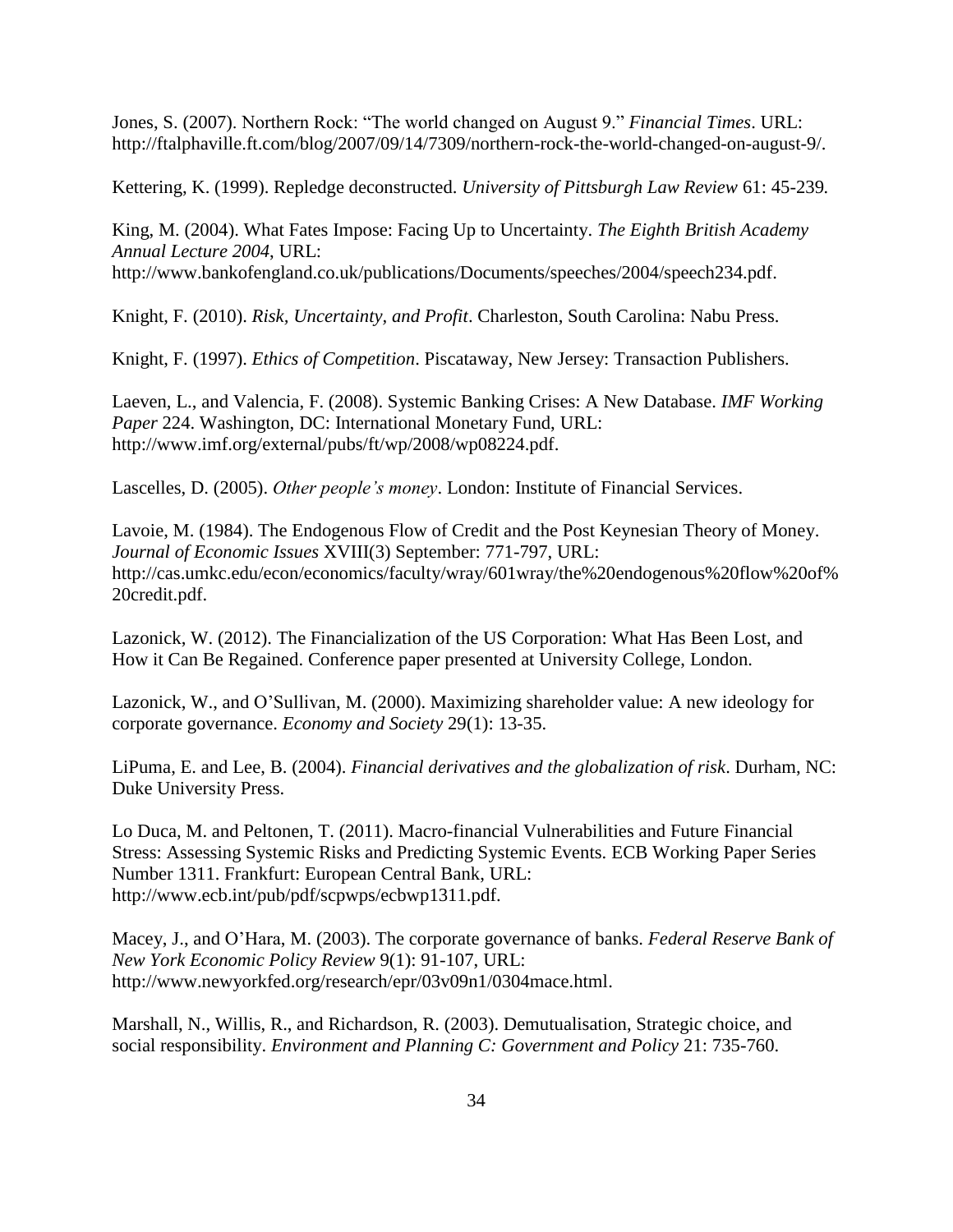Jones, S. (2007). Northern Rock: "The world changed on August 9." *Financial Times*. URL: http://ftalphaville.ft.com/blog/2007/09/14/7309/northern-rock-the-world-changed-on-august-9/.

Kettering, K. (1999). Repledge deconstructed. *University of Pittsburgh Law Review* 61: 45-239*.*

King, M. (2004). What Fates Impose: Facing Up to Uncertainty. *The Eighth British Academy Annual Lecture 2004*, URL: http://www.bankofengland.co.uk/publications/Documents/speeches/2004/speech234.pdf.

Knight, F. (2010). *Risk, Uncertainty, and Profit*. Charleston, South Carolina: Nabu Press.

Knight, F. (1997). *Ethics of Competition*. Piscataway, New Jersey: Transaction Publishers.

Laeven, L., and Valencia, F. (2008). Systemic Banking Crises: A New Database. *IMF Working Paper* 224. Washington, DC: International Monetary Fund, URL: http://www.imf.org/external/pubs/ft/wp/2008/wp08224.pdf.

Lascelles, D. (2005). *Other people's money*. London: Institute of Financial Services.

Lavoie, M. (1984). The Endogenous Flow of Credit and the Post Keynesian Theory of Money. *Journal of Economic Issues* XVIII(3) September: 771-797, URL: http://cas.umkc.edu/econ/economics/faculty/wray/601wray/the%20endogenous%20flow%20of%20credit.pdf.

Lazonick, W. (2012). The Financialization of the US Corporation: What Has Been Lost, and How it Can Be Regained. Conference paper presented at University College, London.

Lazonick, W., and O'Sullivan, M. (2000). Maximizing shareholder value: A new ideology for corporate governance. *Economy and Society* 29(1): 13-35.

LiPuma, E. and Lee, B. (2004). *Financial derivatives and the globalization of risk*. Durham, NC: Duke University Press.

Lo Duca, M. and Peltonen, T. (2011). Macro-financial Vulnerabilities and Future Financial Stress: Assessing Systemic Risks and Predicting Systemic Events. ECB Working Paper Series Number 1311. Frankfurt: European Central Bank, URL: http://www.ecb.int/pub/pdf/scpwps/ecbwp1311.pdf.

Macey, J., and O'Hara, M. (2003). The corporate governance of banks. *Federal Reserve Bank of New York Economic Policy Review* 9(1): 91-107, URL: http://www.newyorkfed.org/research/epr/03v09n1/0304mace.html.

Marshall, N., Willis, R., and Richardson, R. (2003). Demutualisation, Strategic choice, and social responsibility. *Environment and Planning C: Government and Policy* 21: 735-760.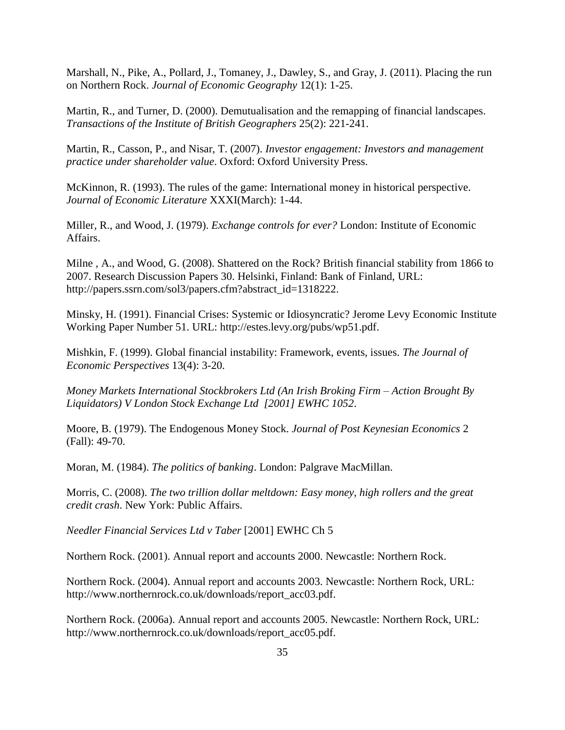Marshall, N., Pike, A., Pollard, J., Tomaney, J., Dawley, S., and Gray, J. (2011). Placing the run on Northern Rock. *Journal of Economic Geography* 12(1): 1-25.

Martin, R., and Turner, D. (2000). Demutualisation and the remapping of financial landscapes. *Transactions of the Institute of British Geographers* 25(2): 221-241.

Martin, R., Casson, P., and Nisar, T. (2007). *Investor engagement: Investors and management practice under shareholder value*. Oxford: Oxford University Press.

McKinnon, R. (1993). The rules of the game: International money in historical perspective. *Journal of Economic Literature* XXXI(March): 1-44.

Miller, R., and Wood, J. (1979). *Exchange controls for ever?* London: Institute of Economic Affairs.

Milne , A., and Wood, G. (2008). Shattered on the Rock? British financial stability from 1866 to 2007. Research Discussion Papers 30. Helsinki, Finland: Bank of Finland, URL: http://papers.ssrn.com/sol3/papers.cfm?abstract_id=1318222.

Minsky, H. (1991). Financial Crises: Systemic or Idiosyncratic? Jerome Levy Economic Institute Working Paper Number 51. URL: http://estes.levy.org/pubs/wp51.pdf.

Mishkin, F. (1999). Global financial instability: Framework, events, issues. *The Journal of Economic Perspectives* 13(4): 3-20.

*Money Markets International Stockbrokers Ltd (An Irish Broking Firm – Action Brought By Liquidators) V London Stock Exchange Ltd [2001] EWHC 1052*.

Moore, B. (1979). The Endogenous Money Stock. *Journal of Post Keynesian Economics* 2 (Fall): 49-70.

Moran, M. (1984). *The politics of banking*. London: Palgrave MacMillan.

Morris, C. (2008). *The two trillion dollar meltdown: Easy money, high rollers and the great credit crash*. New York: Public Affairs.

*Needler Financial Services Ltd v Taber* [2001] EWHC Ch 5

Northern Rock. (2001). Annual report and accounts 2000. Newcastle: Northern Rock.

Northern Rock. (2004). Annual report and accounts 2003. Newcastle: Northern Rock, URL: http://www.northernrock.co.uk/downloads/report_acc03.pdf.

Northern Rock. (2006a). Annual report and accounts 2005. Newcastle: Northern Rock, URL: http://www.northernrock.co.uk/downloads/report_acc05.pdf.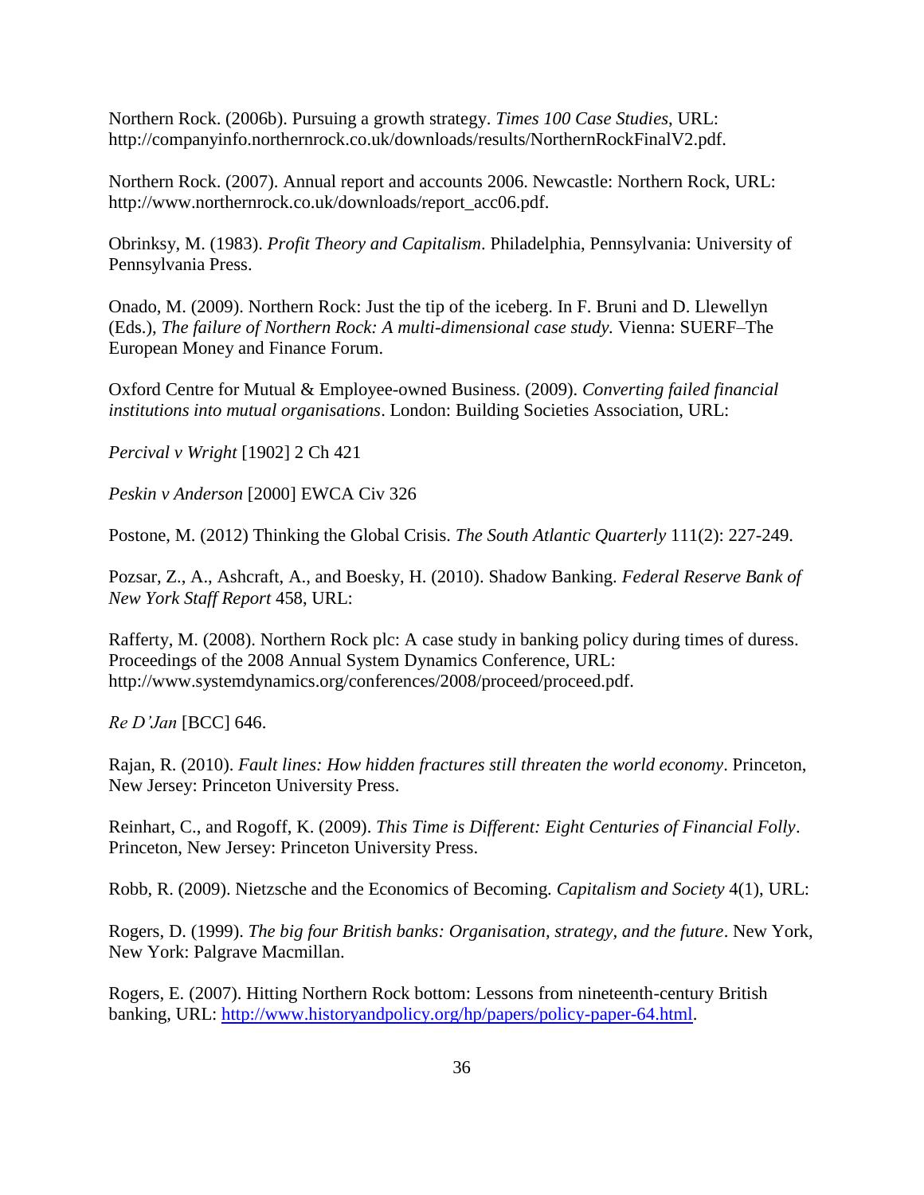Northern Rock. (2006b). Pursuing a growth strategy. *Times 100 Case Studies*, URL: http://companyinfo.northernrock.co.uk/downloads/results/NorthernRockFinalV2.pdf.

Northern Rock. (2007). Annual report and accounts 2006. Newcastle: Northern Rock, URL: http://www.northernrock.co.uk/downloads/report_acc06.pdf.

Obrinksy, M. (1983). *Profit Theory and Capitalism*. Philadelphia, Pennsylvania: University of Pennsylvania Press.

Onado, M. (2009). Northern Rock: Just the tip of the iceberg. In F. Bruni and D. Llewellyn (Eds.), *The failure of Northern Rock: A multi-dimensional case study.* Vienna: SUERF–The European Money and Finance Forum.

Oxford Centre for Mutual & Employee-owned Business. (2009). *Converting failed financial institutions into mutual organisations*. London: Building Societies Association, URL:

*Percival v Wright* [1902] 2 Ch 421

*Peskin v Anderson* [2000] EWCA Civ 326

Postone, M. (2012) Thinking the Global Crisis. *The South Atlantic Quarterly* 111(2): 227-249.

Pozsar, Z., A., Ashcraft, A., and Boesky, H. (2010). Shadow Banking. *Federal Reserve Bank of New York Staff Report* 458, URL:

Rafferty, M. (2008). Northern Rock plc: A case study in banking policy during times of duress. Proceedings of the 2008 Annual System Dynamics Conference, URL: http://www.systemdynamics.org/conferences/2008/proceed/proceed.pdf.

*Re D'Jan* [BCC] 646.

Rajan, R. (2010). *Fault lines: How hidden fractures still threaten the world economy*. Princeton, New Jersey: Princeton University Press.

Reinhart, C., and Rogoff, K. (2009). *This Time is Different: Eight Centuries of Financial Folly*. Princeton, New Jersey: Princeton University Press.

Robb, R. (2009). Nietzsche and the Economics of Becoming. *Capitalism and Society* 4(1), URL:

Rogers, D. (1999). *The big four British banks: Organisation, strategy, and the future*. New York, New York: Palgrave Macmillan.

Rogers, E. (2007). Hitting Northern Rock bottom: Lessons from nineteenth-century British banking, URL: http://www.historyandpolicy.org/hp/papers/policy-paper-64.html.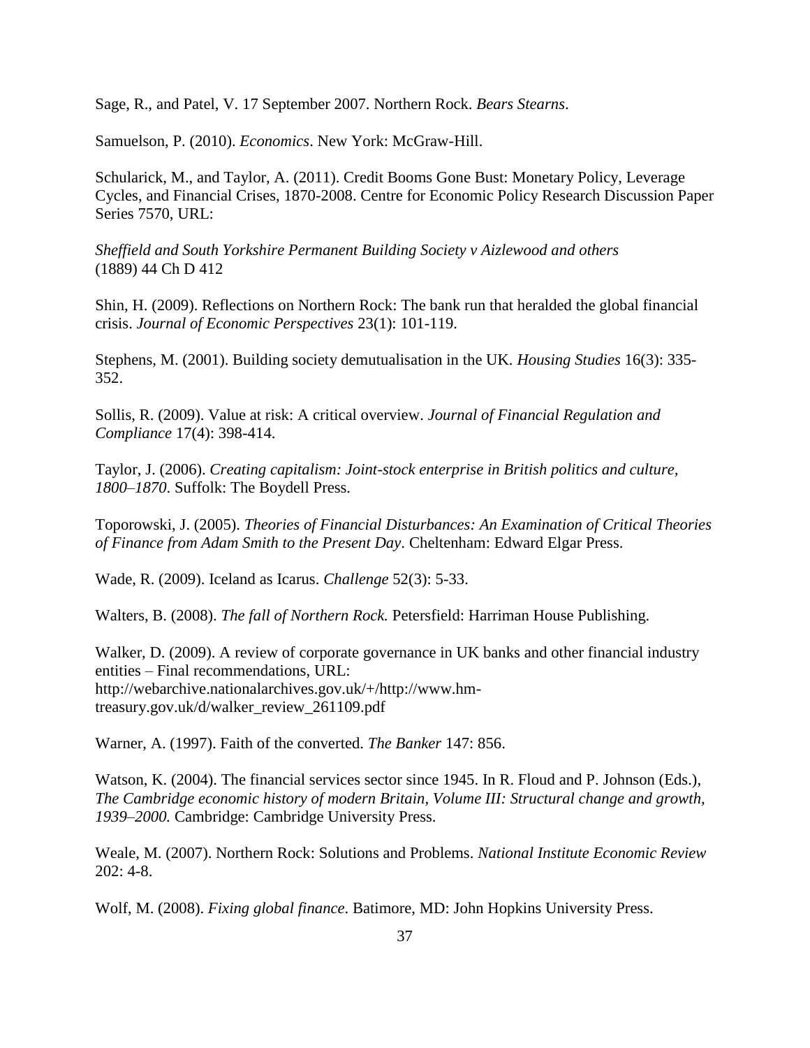Sage, R., and Patel, V. 17 September 2007. Northern Rock. *Bears Stearns*.

Samuelson, P. (2010). *Economics*. New York: McGraw-Hill.

Schularick, M., and Taylor, A. (2011). Credit Booms Gone Bust: Monetary Policy, Leverage Cycles, and Financial Crises, 1870-2008. Centre for Economic Policy Research Discussion Paper Series 7570, URL:

*Sheffield and South Yorkshire Permanent Building Society v Aizlewood and others* (1889) 44 Ch D 412

Shin, H. (2009). Reflections on Northern Rock: The bank run that heralded the global financial crisis. *Journal of Economic Perspectives* 23(1): 101-119.

Stephens, M. (2001). Building society demutualisation in the UK. *Housing Studies* 16(3): 335-352.

Sollis, R. (2009). Value at risk: A critical overview. *Journal of Financial Regulation and Compliance* 17(4): 398-414.

Taylor, J. (2006). *Creating capitalism: Joint-stock enterprise in British politics and culture, 1800–1870*. Suffolk: The Boydell Press.

Toporowski, J. (2005). *Theories of Financial Disturbances: An Examination of Critical Theories of Finance from Adam Smith to the Present Day*. Cheltenham: Edward Elgar Press.

Wade, R. (2009). Iceland as Icarus. *Challenge* 52(3): 5-33.

Walters, B. (2008). *The fall of Northern Rock.* Petersfield: Harriman House Publishing.

Walker, D. (2009). A review of corporate governance in UK banks and other financial industry entities – Final recommendations, URL: http://webarchive.nationalarchives.gov.uk/+/http://www.hm-treasury.gov.uk/d/walker_review_261109.pdf

Warner, A. (1997). Faith of the converted. *The Banker* 147: 856.

Watson, K. (2004). The financial services sector since 1945. In R. Floud and P. Johnson (Eds.), *The Cambridge economic history of modern Britain, Volume III: Structural change and growth, 1939–2000.* Cambridge: Cambridge University Press.

Weale, M. (2007). Northern Rock: Solutions and Problems. *National Institute Economic Review* 202: 4-8.

Wolf, M. (2008). *Fixing global finance*. Batimore, MD: John Hopkins University Press.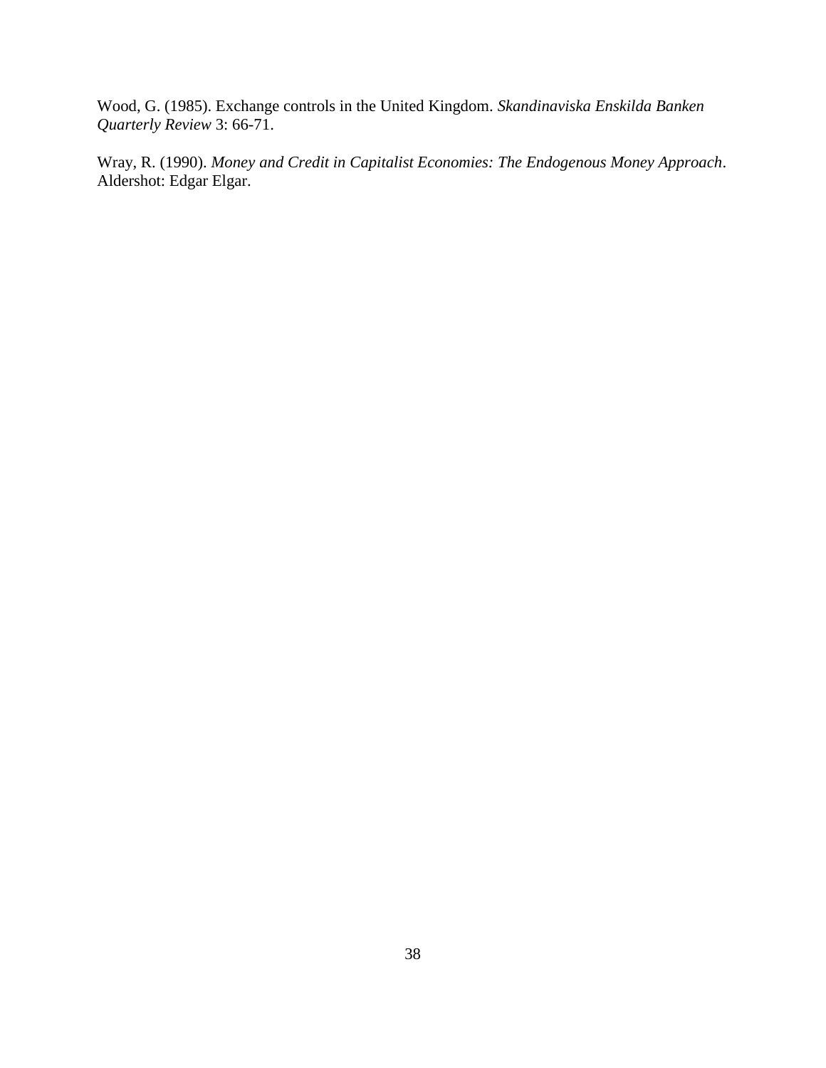Wood, G. (1985). Exchange controls in the United Kingdom. *Skandinaviska Enskilda Banken Quarterly Review* 3: 66-71.

Wray, R. (1990). *Money and Credit in Capitalist Economies: The Endogenous Money Approach*. Aldershot: Edgar Elgar.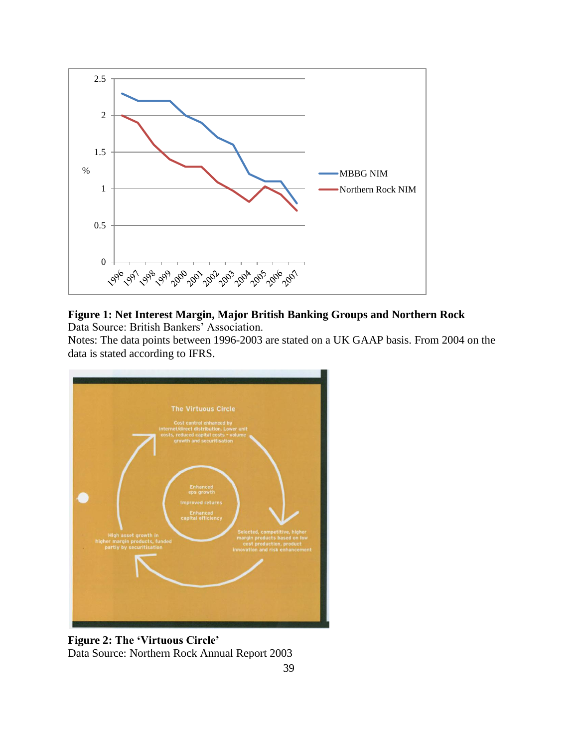**Figure 1: Net Interest Margin, Major British Banking Groups and Northern Rock**
Data Source: British Bankers' Association.
Notes: The data points between 1996-2003 are stated on a UK GAAP basis. From 2004 on the data is stated according to IFRS.

**Figure 2: The 'Virtuous Circle'**
Data Source: Northern Rock Annual Report 2003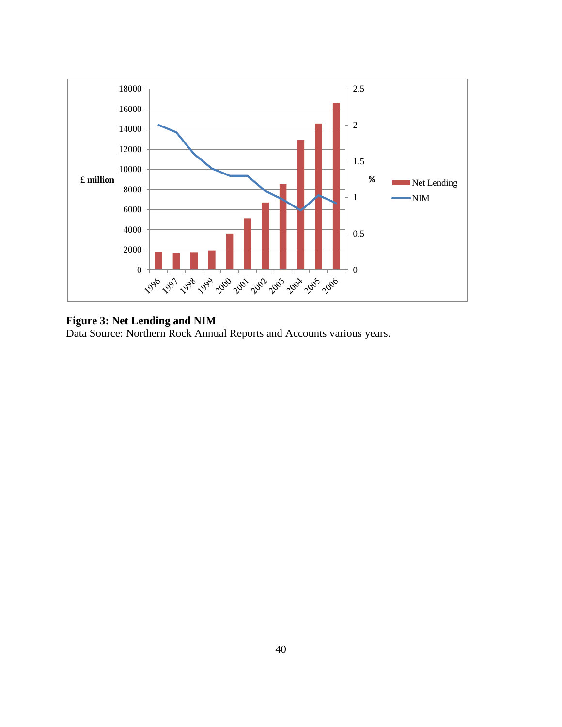**Figure 3: Net Lending and NIM**
Data Source: Northern Rock Annual Reports and Accounts various years.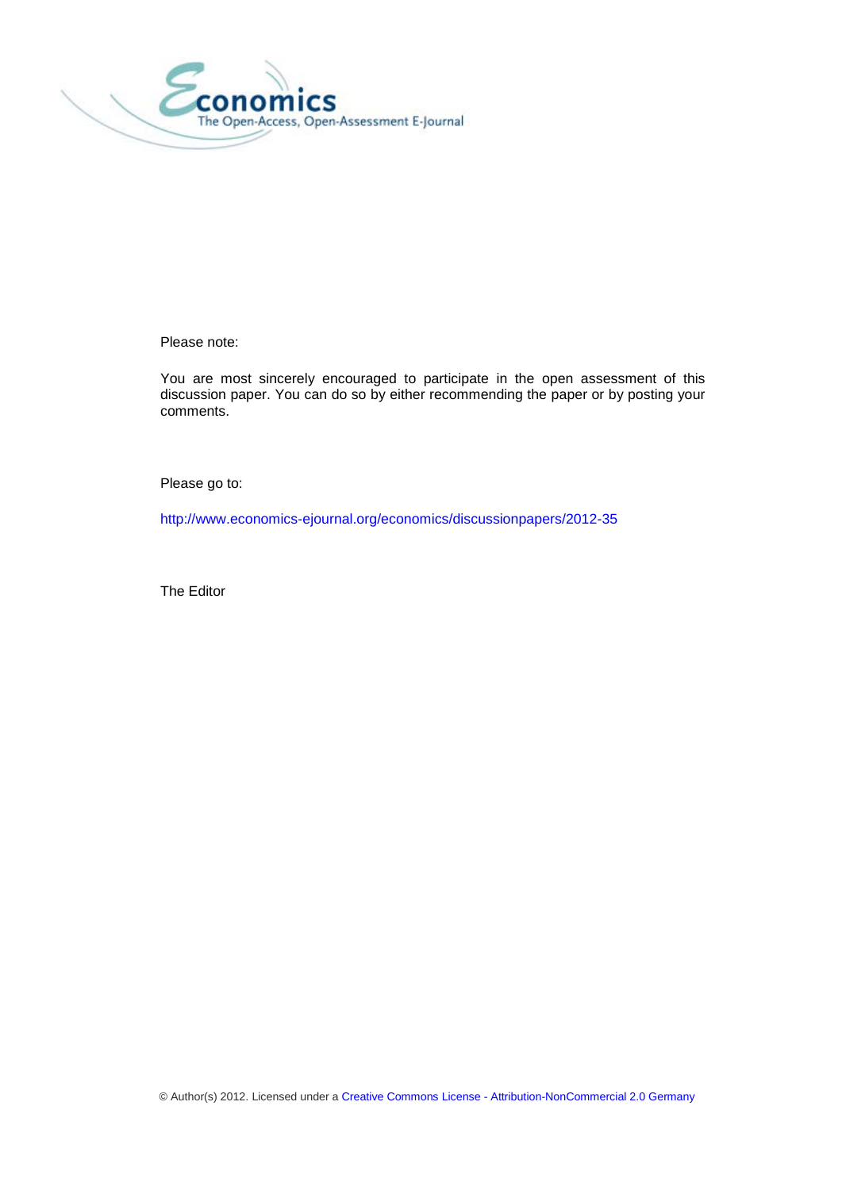Please note:

You are most sincerely encouraged to participate in the open assessment of this discussion paper. You can do so by either recommending the paper or by posting your comments.

Please go to:

http://www.economics-ejournal.org/economics/discussionpapers/2012-35

The Editor

© Author(s) 2012. Licensed under a Creative Commons License - Attribution-NonCommercial 2.0 Germany